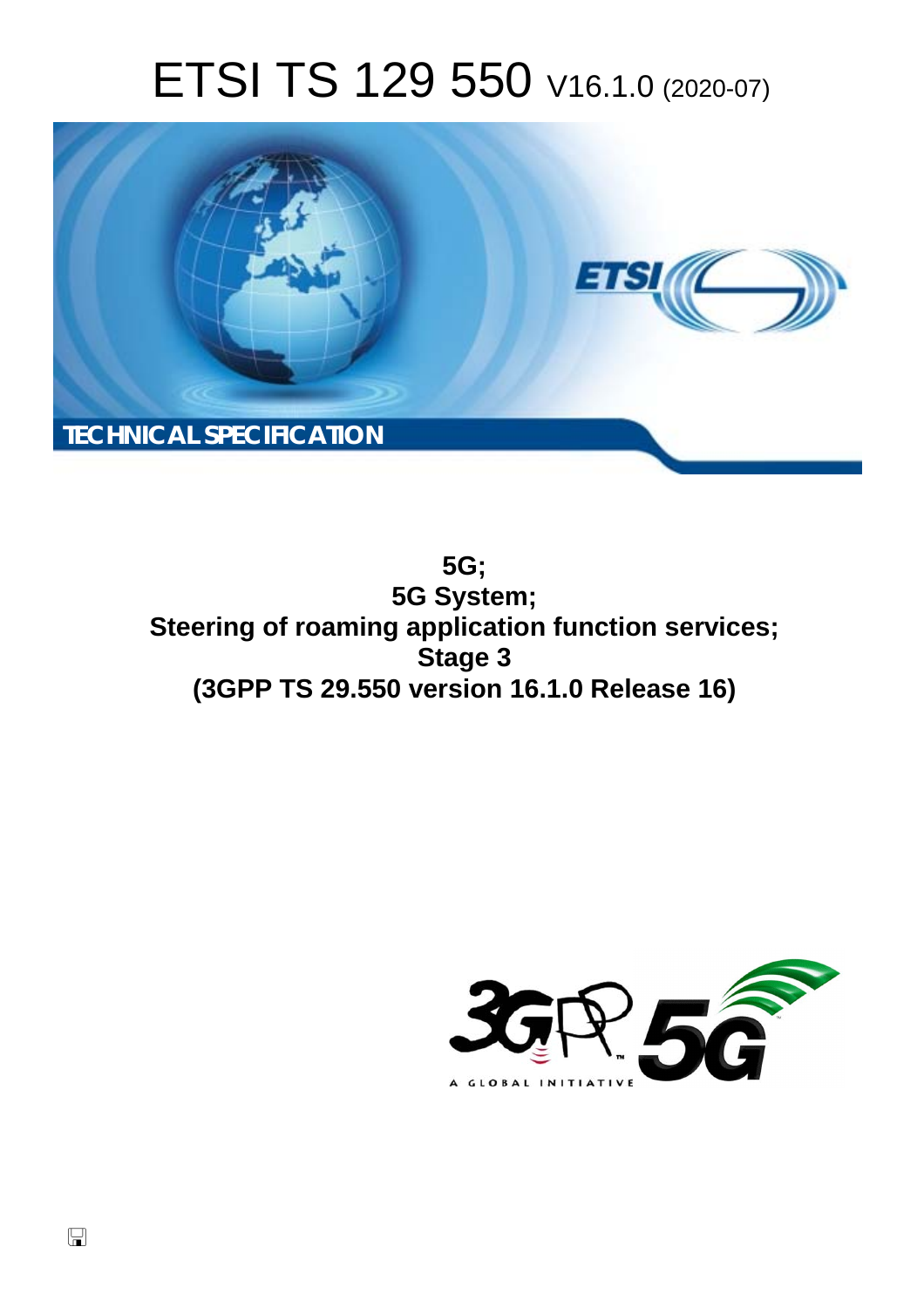# ETSI TS 129 550 V16.1.0 (2020-07)

TECHNICAL SPECIFICATION

**5G;**
**5G System;**
**Steering of roaming application function services;**
**Stage 3**
**(3GPP TS 29.550 version 16.1.0 Release 16)**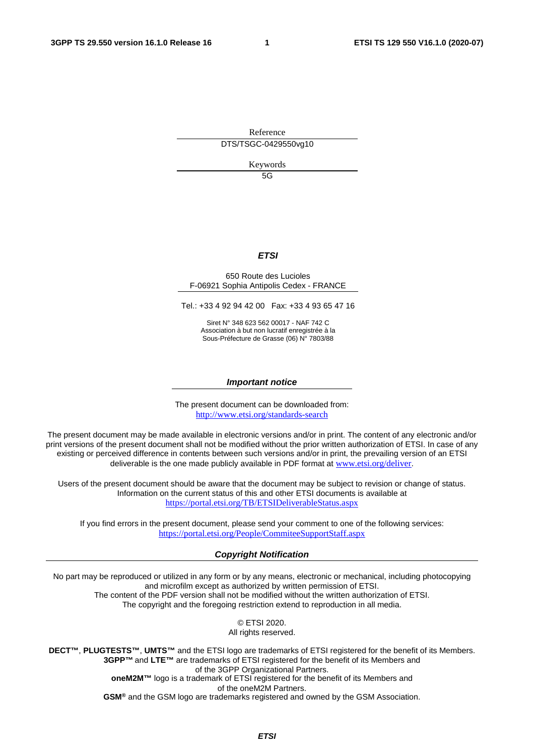Reference

DTS/TSGC-0429550vg10

Keywords

5G

***ETSI***

650 Route des Lucioles
F-06921 Sophia Antipolis Cedex - FRANCE

Tel.: +33 4 92 94 42 00   Fax: +33 4 93 65 47 16

Siret N° 348 623 562 00017 - NAF 742 C
Association à but non lucratif enregistrée à la
Sous-Préfecture de Grasse (06) N° 7803/88

***Important notice***

The present document can be downloaded from:
http://www.etsi.org/standards-search

The present document may be made available in electronic versions and/or in print. The content of any electronic and/or print versions of the present document shall not be modified without the prior written authorization of ETSI. In case of any existing or perceived difference in contents between such versions and/or in print, the prevailing version of an ETSI deliverable is the one made publicly available in PDF format at www.etsi.org/deliver.

Users of the present document should be aware that the document may be subject to revision or change of status. Information on the current status of this and other ETSI documents is available at https://portal.etsi.org/TB/ETSIDeliverableStatus.aspx

If you find errors in the present document, please send your comment to one of the following services:
https://portal.etsi.org/People/CommiteeSupportStaff.aspx

***Copyright Notification***

No part may be reproduced or utilized in any form or by any means, electronic or mechanical, including photocopying and microfilm except as authorized by written permission of ETSI.
The content of the PDF version shall not be modified without the written authorization of ETSI.
The copyright and the foregoing restriction extend to reproduction in all media.

© ETSI 2020.
All rights reserved.

**DECT™**, **PLUGTESTS™**, **UMTS™** and the ETSI logo are trademarks of ETSI registered for the benefit of its Members.
**3GPP™** and **LTE™** are trademarks of ETSI registered for the benefit of its Members and of the 3GPP Organizational Partners.
**oneM2M™** logo is a trademark of ETSI registered for the benefit of its Members and of the oneM2M Partners.
**GSM**® and the GSM logo are trademarks registered and owned by the GSM Association.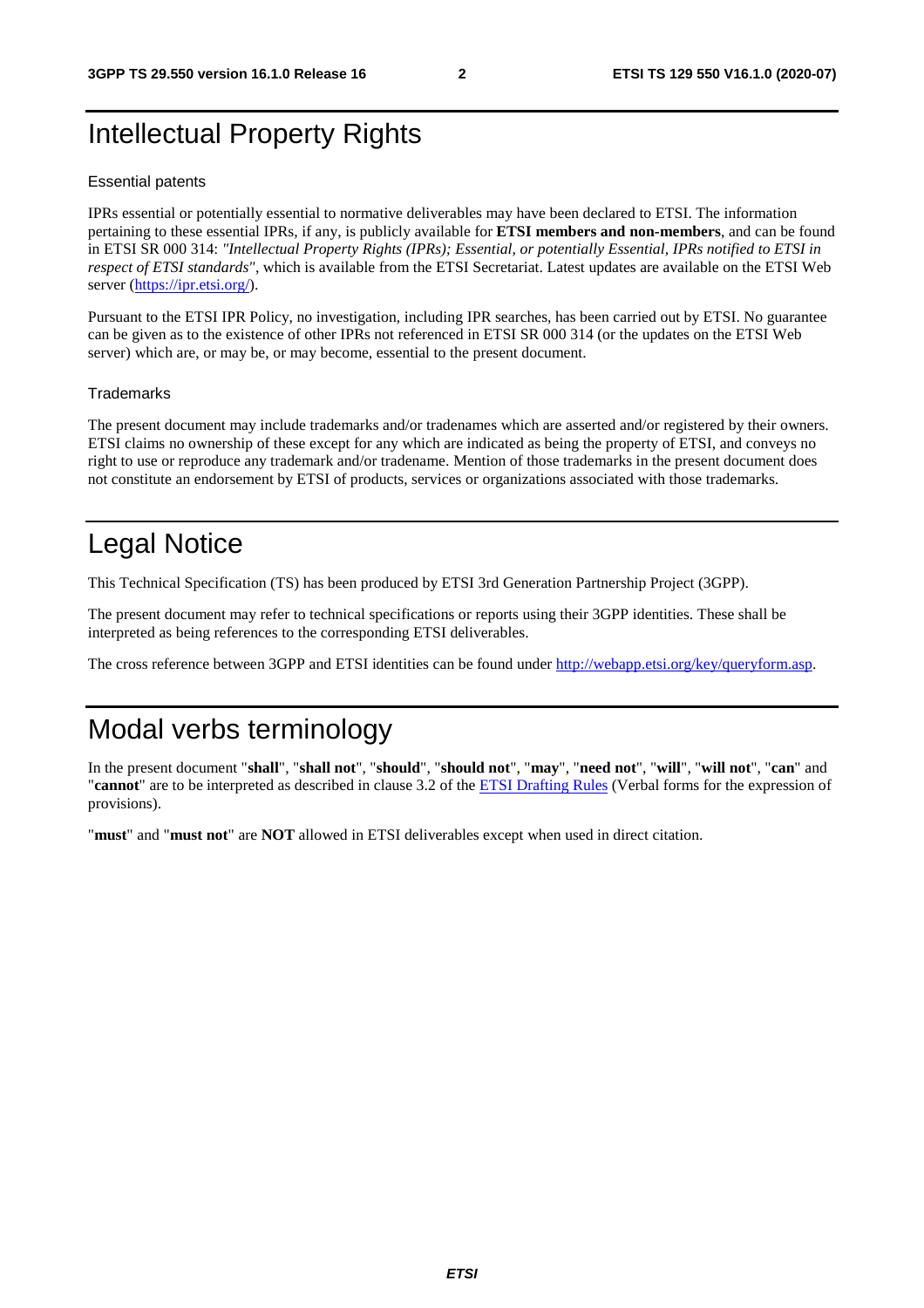# Intellectual Property Rights

### Essential patents

IPRs essential or potentially essential to normative deliverables may have been declared to ETSI. The information pertaining to these essential IPRs, if any, is publicly available for **ETSI members and non-members**, and can be found in ETSI SR 000 314: *"Intellectual Property Rights (IPRs); Essential, or potentially Essential, IPRs notified to ETSI in respect of ETSI standards"*, which is available from the ETSI Secretariat. Latest updates are available on the ETSI Web server (https://ipr.etsi.org/).

Pursuant to the ETSI IPR Policy, no investigation, including IPR searches, has been carried out by ETSI. No guarantee can be given as to the existence of other IPRs not referenced in ETSI SR 000 314 (or the updates on the ETSI Web server) which are, or may be, or may become, essential to the present document.

### Trademarks

The present document may include trademarks and/or tradenames which are asserted and/or registered by their owners. ETSI claims no ownership of these except for any which are indicated as being the property of ETSI, and conveys no right to use or reproduce any trademark and/or tradename. Mention of those trademarks in the present document does not constitute an endorsement by ETSI of products, services or organizations associated with those trademarks.

# Legal Notice

This Technical Specification (TS) has been produced by ETSI 3rd Generation Partnership Project (3GPP).

The present document may refer to technical specifications or reports using their 3GPP identities. These shall be interpreted as being references to the corresponding ETSI deliverables.

The cross reference between 3GPP and ETSI identities can be found under http://webapp.etsi.org/key/queryform.asp.

# Modal verbs terminology

In the present document "**shall**", "**shall not**", "**should**", "**should not**", "**may**", "**need not**", "**will**", "**will not**", "**can**" and "**cannot**" are to be interpreted as described in clause 3.2 of the ETSI Drafting Rules (Verbal forms for the expression of provisions).

"**must**" and "**must not**" are **NOT** allowed in ETSI deliverables except when used in direct citation.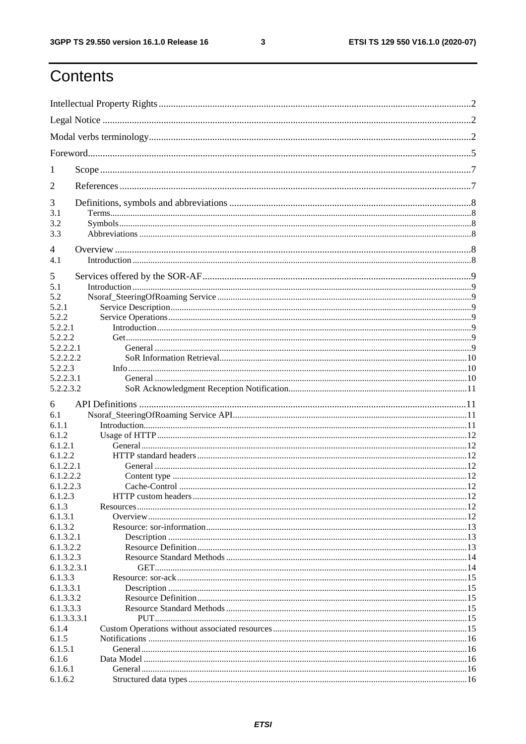# Contents

Intellectual Property Rights ..... 2
Legal Notice ..... 2
Modal verbs terminology ..... 2
Foreword ..... 5

1 Scope ..... 7

2 References ..... 7

3 Definitions, symbols and abbreviations ..... 8
3.1 Terms ..... 8
3.2 Symbols ..... 8
3.3 Abbreviations ..... 8

4 Overview ..... 8
4.1 Introduction ..... 8

5 Services offered by the SOR-AF ..... 9
5.1 Introduction ..... 9
5.2 Nsoraf_SteeringOfRoaming Service ..... 9
5.2.1 Service Description ..... 9
5.2.2 Service Operations ..... 9
5.2.2.1 Introduction ..... 9
5.2.2.2 Get ..... 9
5.2.2.2.1 General ..... 9
5.2.2.2.2 SoR Information Retrieval ..... 10
5.2.2.3 Info ..... 10
5.2.2.3.1 General ..... 10
5.2.2.3.2 SoR Acknowledgment Reception Notification ..... 11

6 API Definitions ..... 11
6.1 Nsoraf_SteeringOfRoaming Service API ..... 11
6.1.1 Introduction ..... 11
6.1.2 Usage of HTTP ..... 12
6.1.2.1 General ..... 12
6.1.2.2 HTTP standard headers ..... 12
6.1.2.2.1 General ..... 12
6.1.2.2.2 Content type ..... 12
6.1.2.2.3 Cache-Control ..... 12
6.1.2.3 HTTP custom headers ..... 12
6.1.3 Resources ..... 12
6.1.3.1 Overview ..... 12
6.1.3.2 Resource: sor-information ..... 13
6.1.3.2.1 Description ..... 13
6.1.3.2.2 Resource Definition ..... 13
6.1.3.2.3 Resource Standard Methods ..... 14
6.1.3.2.3.1 GET ..... 14
6.1.3.3 Resource: sor-ack ..... 15
6.1.3.3.1 Description ..... 15
6.1.3.3.2 Resource Definition ..... 15
6.1.3.3.3 Resource Standard Methods ..... 15
6.1.3.3.3.1 PUT ..... 15
6.1.4 Custom Operations without associated resources ..... 15
6.1.5 Notifications ..... 16
6.1.5.1 General ..... 16
6.1.6 Data Model ..... 16
6.1.6.1 General ..... 16
6.1.6.2 Structured data types ..... 16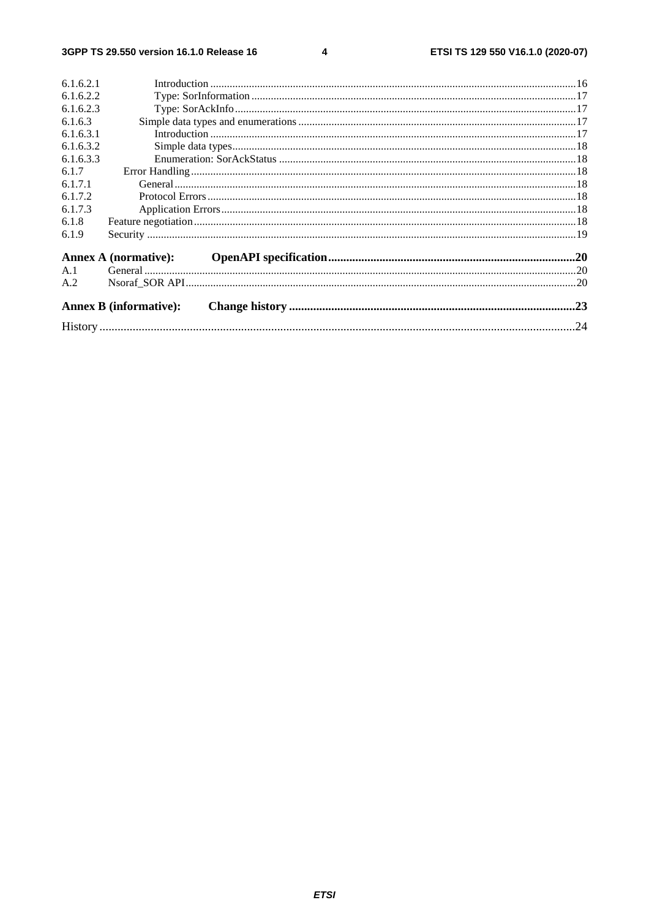6.1.6.2.1 Introduction ....................................................................................................................................16
6.1.6.2.2 Type: SorInformation .....................................................................................................................17
6.1.6.2.3 Type: SorAckInfo ...........................................................................................................................17
6.1.6.3 Simple data types and enumerations ....................................................................................................17
6.1.6.3.1 Introduction ....................................................................................................................................17
6.1.6.3.2 Simple data types............................................................................................................................18
6.1.6.3.3 Enumeration: SorAckStatus ...........................................................................................................18
6.1.7 Error Handling...........................................................................................................................................18
6.1.7.1 General.................................................................................................................................................18
6.1.7.2 Protocol Errors.....................................................................................................................................18
6.1.7.3 Application Errors................................................................................................................................18
6.1.8 Feature negotiation.........................................................................................................................................18
6.1.9 Security ..........................................................................................................................................................19

**Annex A (normative): OpenAPI specification.................................................................................20**

A.1 General ...........................................................................................................................................................20
A.2 Nsoraf_SOR API............................................................................................................................................20

**Annex B (informative): Change history ..............................................................................................23**

History .............................................................................................................................................................24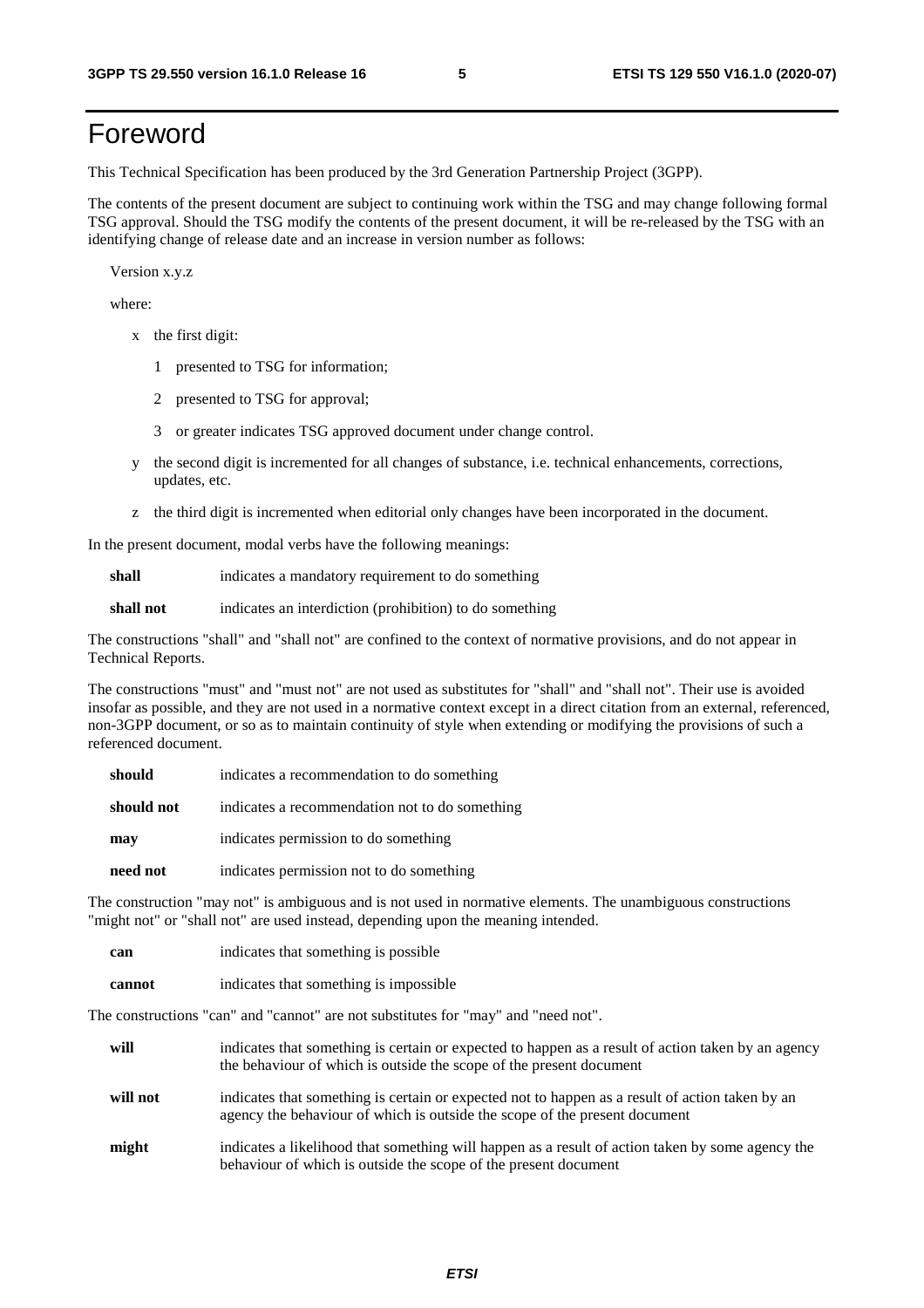# Foreword

This Technical Specification has been produced by the 3rd Generation Partnership Project (3GPP).

The contents of the present document are subject to continuing work within the TSG and may change following formal TSG approval. Should the TSG modify the contents of the present document, it will be re-released by the TSG with an identifying change of release date and an increase in version number as follows:

Version x.y.z

where:

- x the first digit:
  - 1 presented to TSG for information;
  - 2 presented to TSG for approval;
  - 3 or greater indicates TSG approved document under change control.
- y the second digit is incremented for all changes of substance, i.e. technical enhancements, corrections, updates, etc.
- z the third digit is incremented when editorial only changes have been incorporated in the document.

In the present document, modal verbs have the following meanings:

**shall** indicates a mandatory requirement to do something

**shall not** indicates an interdiction (prohibition) to do something

The constructions "shall" and "shall not" are confined to the context of normative provisions, and do not appear in Technical Reports.

The constructions "must" and "must not" are not used as substitutes for "shall" and "shall not". Their use is avoided insofar as possible, and they are not used in a normative context except in a direct citation from an external, referenced, non-3GPP document, or so as to maintain continuity of style when extending or modifying the provisions of such a referenced document.

**should** indicates a recommendation to do something

**should not** indicates a recommendation not to do something

**may** indicates permission to do something

**need not** indicates permission not to do something

The construction "may not" is ambiguous and is not used in normative elements. The unambiguous constructions "might not" or "shall not" are used instead, depending upon the meaning intended.

**can** indicates that something is possible

**cannot** indicates that something is impossible

The constructions "can" and "cannot" are not substitutes for "may" and "need not".

**will** indicates that something is certain or expected to happen as a result of action taken by an agency the behaviour of which is outside the scope of the present document

**will not** indicates that something is certain or expected not to happen as a result of action taken by an agency the behaviour of which is outside the scope of the present document

**might** indicates a likelihood that something will happen as a result of action taken by some agency the behaviour of which is outside the scope of the present document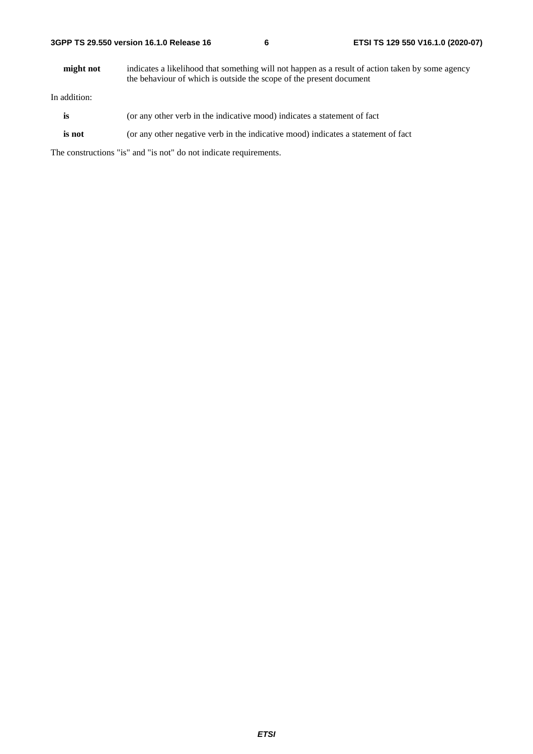**might not** indicates a likelihood that something will not happen as a result of action taken by some agency the behaviour of which is outside the scope of the present document

In addition:

**is** (or any other verb in the indicative mood) indicates a statement of fact

**is not** (or any other negative verb in the indicative mood) indicates a statement of fact

The constructions "is" and "is not" do not indicate requirements.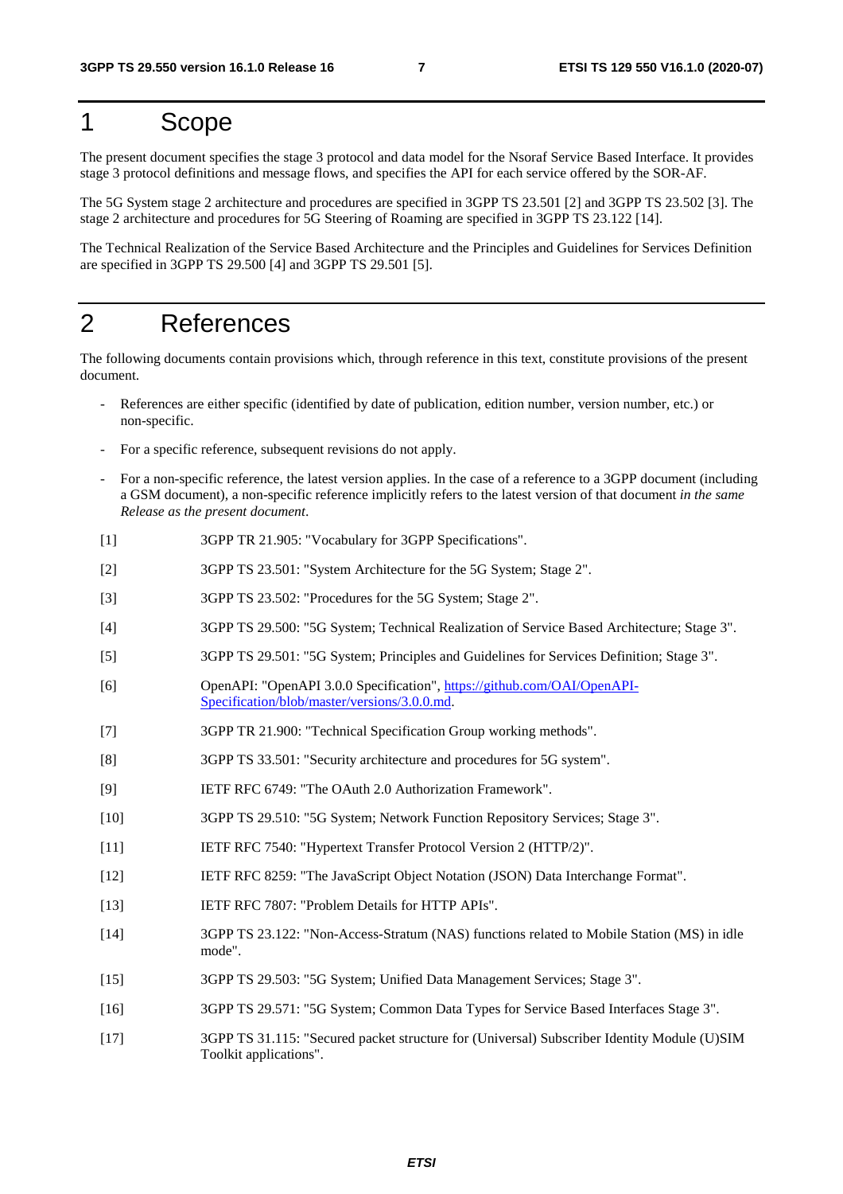# 1 Scope

The present document specifies the stage 3 protocol and data model for the Nsoraf Service Based Interface. It provides stage 3 protocol definitions and message flows, and specifies the API for each service offered by the SOR-AF.

The 5G System stage 2 architecture and procedures are specified in 3GPP TS 23.501 [2] and 3GPP TS 23.502 [3]. The stage 2 architecture and procedures for 5G Steering of Roaming are specified in 3GPP TS 23.122 [14].

The Technical Realization of the Service Based Architecture and the Principles and Guidelines for Services Definition are specified in 3GPP TS 29.500 [4] and 3GPP TS 29.501 [5].

# 2 References

The following documents contain provisions which, through reference in this text, constitute provisions of the present document.

- References are either specific (identified by date of publication, edition number, version number, etc.) or non-specific.
- For a specific reference, subsequent revisions do not apply.
- For a non-specific reference, the latest version applies. In the case of a reference to a 3GPP document (including a GSM document), a non-specific reference implicitly refers to the latest version of that document *in the same Release as the present document*.

[1] 3GPP TR 21.905: "Vocabulary for 3GPP Specifications".

[2] 3GPP TS 23.501: "System Architecture for the 5G System; Stage 2".

[3] 3GPP TS 23.502: "Procedures for the 5G System; Stage 2".

[4] 3GPP TS 29.500: "5G System; Technical Realization of Service Based Architecture; Stage 3".

[5] 3GPP TS 29.501: "5G System; Principles and Guidelines for Services Definition; Stage 3".

[6] OpenAPI: "OpenAPI 3.0.0 Specification", https://github.com/OAI/OpenAPI-Specification/blob/master/versions/3.0.0.md.

[7] 3GPP TR 21.900: "Technical Specification Group working methods".

[8] 3GPP TS 33.501: "Security architecture and procedures for 5G system".

[9] IETF RFC 6749: "The OAuth 2.0 Authorization Framework".

[10] 3GPP TS 29.510: "5G System; Network Function Repository Services; Stage 3".

[11] IETF RFC 7540: "Hypertext Transfer Protocol Version 2 (HTTP/2)".

[12] IETF RFC 8259: "The JavaScript Object Notation (JSON) Data Interchange Format".

[13] IETF RFC 7807: "Problem Details for HTTP APIs".

[14] 3GPP TS 23.122: "Non-Access-Stratum (NAS) functions related to Mobile Station (MS) in idle mode".

[15] 3GPP TS 29.503: "5G System; Unified Data Management Services; Stage 3".

[16] 3GPP TS 29.571: "5G System; Common Data Types for Service Based Interfaces Stage 3".

[17] 3GPP TS 31.115: "Secured packet structure for (Universal) Subscriber Identity Module (U)SIM Toolkit applications".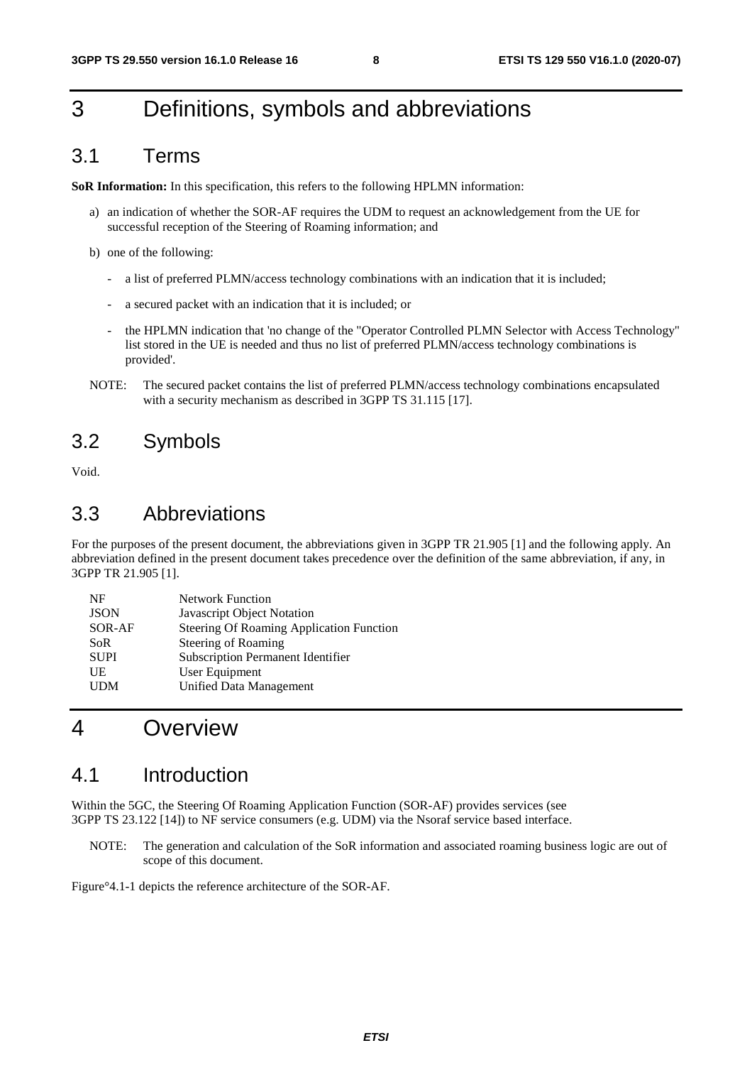# 3 Definitions, symbols and abbreviations

## 3.1 Terms

**SoR Information:** In this specification, this refers to the following HPLMN information:

a) an indication of whether the SOR-AF requires the UDM to request an acknowledgement from the UE for successful reception of the Steering of Roaming information; and

b) one of the following:

- a list of preferred PLMN/access technology combinations with an indication that it is included;
- a secured packet with an indication that it is included; or
- the HPLMN indication that 'no change of the "Operator Controlled PLMN Selector with Access Technology" list stored in the UE is needed and thus no list of preferred PLMN/access technology combinations is provided'.

NOTE: The secured packet contains the list of preferred PLMN/access technology combinations encapsulated with a security mechanism as described in 3GPP TS 31.115 [17].

## 3.2 Symbols

Void.

## 3.3 Abbreviations

For the purposes of the present document, the abbreviations given in 3GPP TR 21.905 [1] and the following apply. An abbreviation defined in the present document takes precedence over the definition of the same abbreviation, if any, in 3GPP TR 21.905 [1].

| | |
|---|---|
| NF | Network Function |
| JSON | Javascript Object Notation |
| SOR-AF | Steering Of Roaming Application Function |
| SoR | Steering of Roaming |
| SUPI | Subscription Permanent Identifier |
| UE | User Equipment |
| UDM | Unified Data Management |

# 4 Overview

## 4.1 Introduction

Within the 5GC, the Steering Of Roaming Application Function (SOR-AF) provides services (see 3GPP TS 23.122 [14]) to NF service consumers (e.g. UDM) via the Nsoraf service based interface.

NOTE: The generation and calculation of the SoR information and associated roaming business logic are out of scope of this document.

Figure 4.1-1 depicts the reference architecture of the SOR-AF.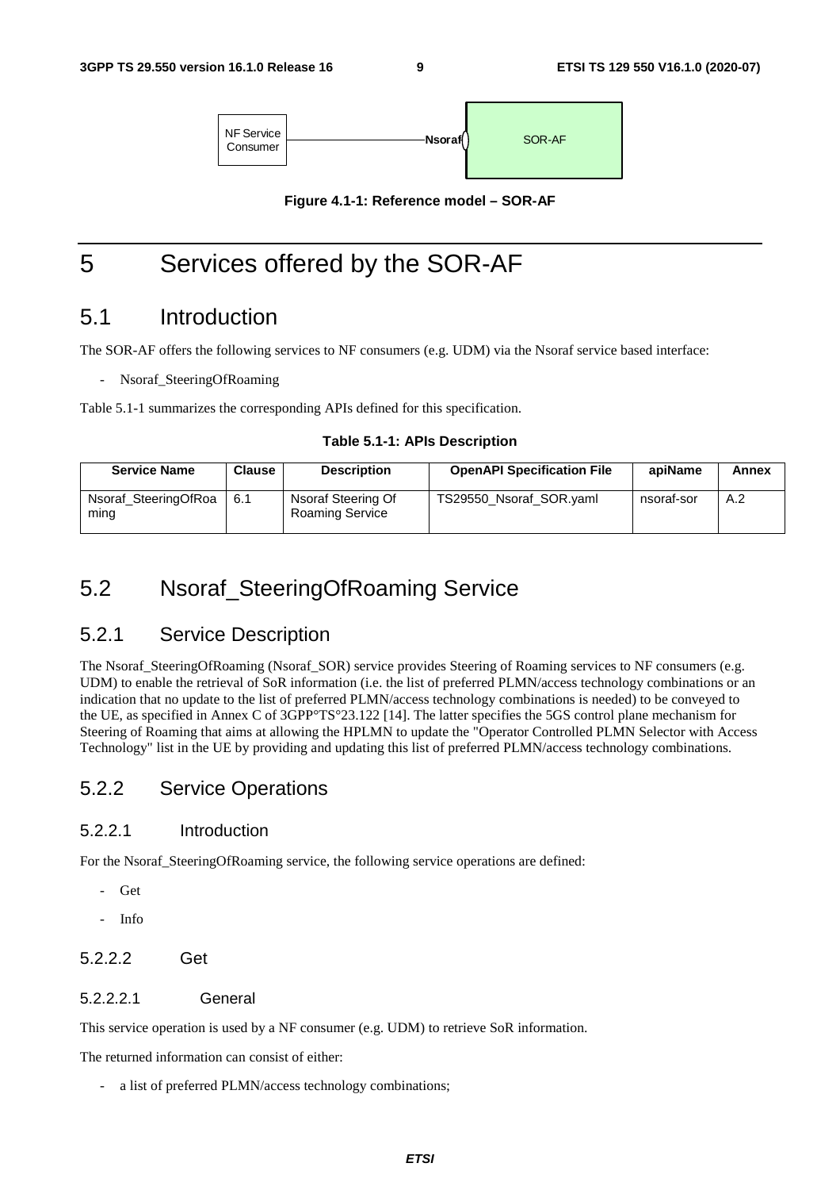Figure 4.1-1: Reference model – SOR-AF

# 5 Services offered by the SOR-AF

## 5.1 Introduction

The SOR-AF offers the following services to NF consumers (e.g. UDM) via the Nsoraf service based interface:

- Nsoraf_SteeringOfRoaming

Table 5.1-1 summarizes the corresponding APIs defined for this specification.

**Table 5.1-1: APIs Description**

| Service Name | Clause | Description | OpenAPI Specification File | apiName | Annex |
| --- | --- | --- | --- | --- | --- |
| Nsoraf_SteeringOfRoaming | 6.1 | Nsoraf Steering Of Roaming Service | TS29550_Nsoraf_SOR.yaml | nsoraf-sor | A.2 |

## 5.2 Nsoraf_SteeringOfRoaming Service

### 5.2.1 Service Description

The Nsoraf_SteeringOfRoaming (Nsoraf_SOR) service provides Steering of Roaming services to NF consumers (e.g. UDM) to enable the retrieval of SoR information (i.e. the list of preferred PLMN/access technology combinations or an indication that no update to the list of preferred PLMN/access technology combinations is needed) to be conveyed to the UE, as specified in Annex C of 3GPP°TS°23.122 [14]. The latter specifies the 5GS control plane mechanism for Steering of Roaming that aims at allowing the HPLMN to update the "Operator Controlled PLMN Selector with Access Technology" list in the UE by providing and updating this list of preferred PLMN/access technology combinations.

### 5.2.2 Service Operations

#### 5.2.2.1 Introduction

For the Nsoraf_SteeringOfRoaming service, the following service operations are defined:

- Get
- Info

#### 5.2.2.2 Get

##### 5.2.2.2.1 General

This service operation is used by a NF consumer (e.g. UDM) to retrieve SoR information.

The returned information can consist of either:

- a list of preferred PLMN/access technology combinations;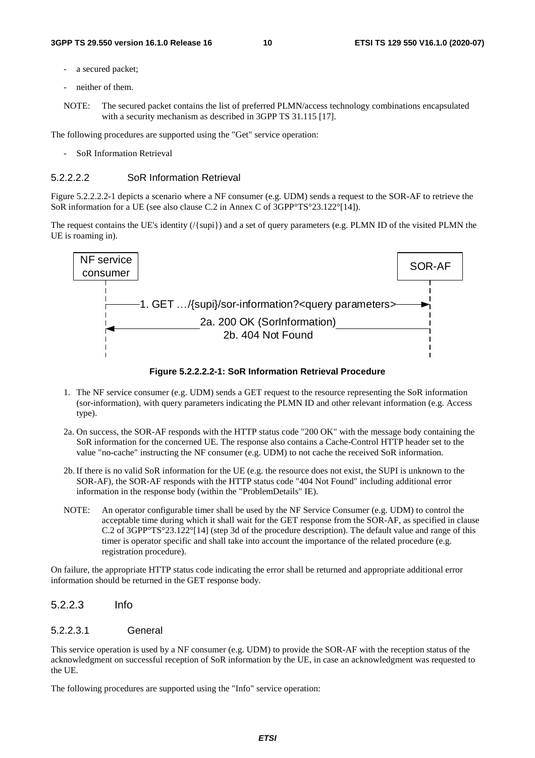- a secured packet;
- neither of them.

NOTE: The secured packet contains the list of preferred PLMN/access technology combinations encapsulated with a security mechanism as described in 3GPP TS 31.115 [17].

The following procedures are supported using the "Get" service operation:

- SoR Information Retrieval

##### 5.2.2.2.2 SoR Information Retrieval

Figure 5.2.2.2.2-1 depicts a scenario where a NF consumer (e.g. UDM) sends a request to the SOR-AF to retrieve the SoR information for a UE (see also clause C.2 in Annex C of 3GPP TS 23.122 [14]).

The request contains the UE's identity (/{supi}) and a set of query parameters (e.g. PLMN ID of the visited PLMN the UE is roaming in).

```
NF service consumer                                                        SOR-AF
      |                                                                       |
      |----1. GET .../{supi}/sor-information?<query parameters>-------------->|
      |                                                                       |
      |<---------------2a. 200 OK (SorInformation)----------------------------|
      |                2b. 404 Not Found                                      |
      |                                                                       |
```

**Figure 5.2.2.2.2-1: SoR Information Retrieval Procedure**

1. The NF service consumer (e.g. UDM) sends a GET request to the resource representing the SoR information (sor-information), with query parameters indicating the PLMN ID and other relevant information (e.g. Access type).

2a. On success, the SOR-AF responds with the HTTP status code "200 OK" with the message body containing the SoR information for the concerned UE. The response also contains a Cache-Control HTTP header set to the value "no-cache" instructing the NF consumer (e.g. UDM) to not cache the received SoR information.

2b. If there is no valid SoR information for the UE (e.g. the resource does not exist, the SUPI is unknown to the SOR-AF), the SOR-AF responds with the HTTP status code "404 Not Found" including additional error information in the response body (within the "ProblemDetails" IE).

NOTE: An operator configurable timer shall be used by the NF Service Consumer (e.g. UDM) to control the acceptable time during which it shall wait for the GET response from the SOR-AF, as specified in clause C.2 of 3GPP TS 23.122 [14] (step 3d of the procedure description). The default value and range of this timer is operator specific and shall take into account the importance of the related procedure (e.g. registration procedure).

On failure, the appropriate HTTP status code indicating the error shall be returned and appropriate additional error information should be returned in the GET response body.

#### 5.2.2.3 Info

##### 5.2.2.3.1 General

This service operation is used by a NF consumer (e.g. UDM) to provide the SOR-AF with the reception status of the acknowledgment on successful reception of SoR information by the UE, in case an acknowledgment was requested to the UE.

The following procedures are supported using the "Info" service operation: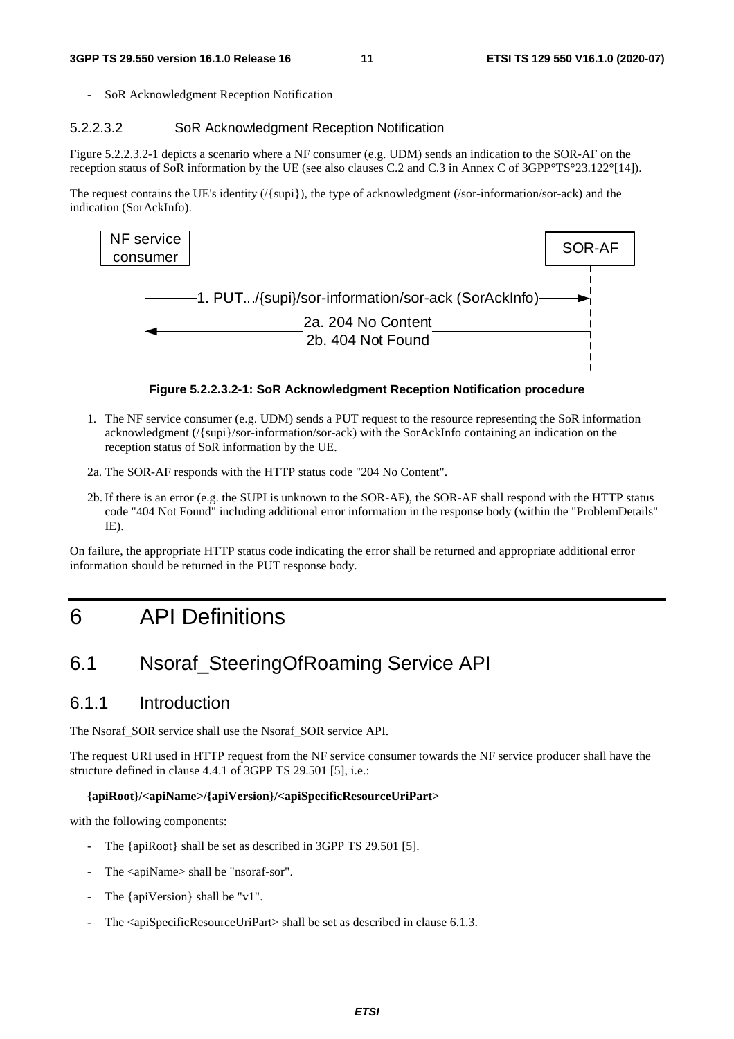- SoR Acknowledgment Reception Notification

#### 5.2.2.3.2 SoR Acknowledgment Reception Notification

Figure 5.2.2.3.2-1 depicts a scenario where a NF consumer (e.g. UDM) sends an indication to the SOR-AF on the reception status of SoR information by the UE (see also clauses C.2 and C.3 in Annex C of 3GPP TS 23.122 [14]).

The request contains the UE's identity (/{supi}), the type of acknowledgment (/sor-information/sor-ack) and the indication (SorAckInfo).

NF service consumer → SOR-AF: 1. PUT.../{supi}/sor-information/sor-ack (SorAckInfo)

SOR-AF → NF service consumer: 2a. 204 No Content / 2b. 404 Not Found

**Figure 5.2.2.3.2-1: SoR Acknowledgment Reception Notification procedure**

1. The NF service consumer (e.g. UDM) sends a PUT request to the resource representing the SoR information acknowledgment (/{supi}/sor-information/sor-ack) with the SorAckInfo containing an indication on the reception status of SoR information by the UE.

2a. The SOR-AF responds with the HTTP status code "204 No Content".

2b. If there is an error (e.g. the SUPI is unknown to the SOR-AF), the SOR-AF shall respond with the HTTP status code "404 Not Found" including additional error information in the response body (within the "ProblemDetails" IE).

On failure, the appropriate HTTP status code indicating the error shall be returned and appropriate additional error information should be returned in the PUT response body.

# 6 API Definitions

## 6.1 Nsoraf_SteeringOfRoaming Service API

### 6.1.1 Introduction

The Nsoraf_SOR service shall use the Nsoraf_SOR service API.

The request URI used in HTTP request from the NF service consumer towards the NF service producer shall have the structure defined in clause 4.4.1 of 3GPP TS 29.501 [5], i.e.:

**{apiRoot}/<apiName>/{apiVersion}/<apiSpecificResourceUriPart>**

with the following components:

- The {apiRoot} shall be set as described in 3GPP TS 29.501 [5].
- The <apiName> shall be "nsoraf-sor".
- The {apiVersion} shall be "v1".
- The <apiSpecificResourceUriPart> shall be set as described in clause 6.1.3.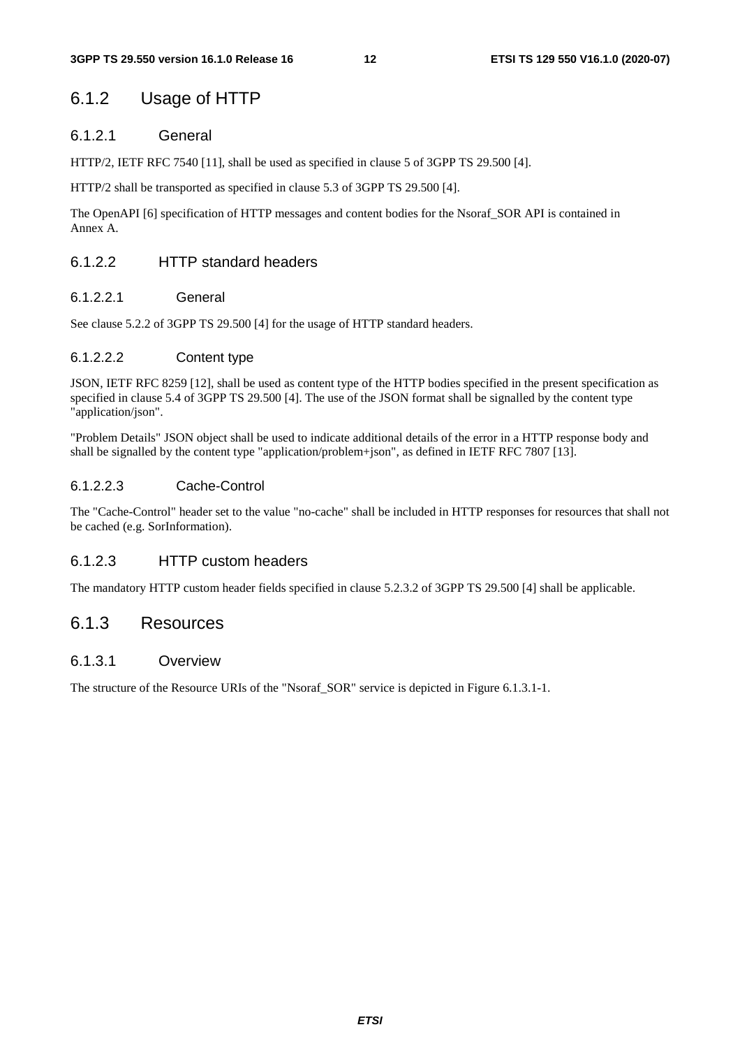## 6.1.2 Usage of HTTP

### 6.1.2.1 General

HTTP/2, IETF RFC 7540 [11], shall be used as specified in clause 5 of 3GPP TS 29.500 [4].

HTTP/2 shall be transported as specified in clause 5.3 of 3GPP TS 29.500 [4].

The OpenAPI [6] specification of HTTP messages and content bodies for the Nsoraf_SOR API is contained in Annex A.

### 6.1.2.2 HTTP standard headers

#### 6.1.2.2.1 General

See clause 5.2.2 of 3GPP TS 29.500 [4] for the usage of HTTP standard headers.

#### 6.1.2.2.2 Content type

JSON, IETF RFC 8259 [12], shall be used as content type of the HTTP bodies specified in the present specification as specified in clause 5.4 of 3GPP TS 29.500 [4]. The use of the JSON format shall be signalled by the content type "application/json".

"Problem Details" JSON object shall be used to indicate additional details of the error in a HTTP response body and shall be signalled by the content type "application/problem+json", as defined in IETF RFC 7807 [13].

#### 6.1.2.2.3 Cache-Control

The "Cache-Control" header set to the value "no-cache" shall be included in HTTP responses for resources that shall not be cached (e.g. SorInformation).

### 6.1.2.3 HTTP custom headers

The mandatory HTTP custom header fields specified in clause 5.2.3.2 of 3GPP TS 29.500 [4] shall be applicable.

## 6.1.3 Resources

### 6.1.3.1 Overview

The structure of the Resource URIs of the "Nsoraf_SOR" service is depicted in Figure 6.1.3.1-1.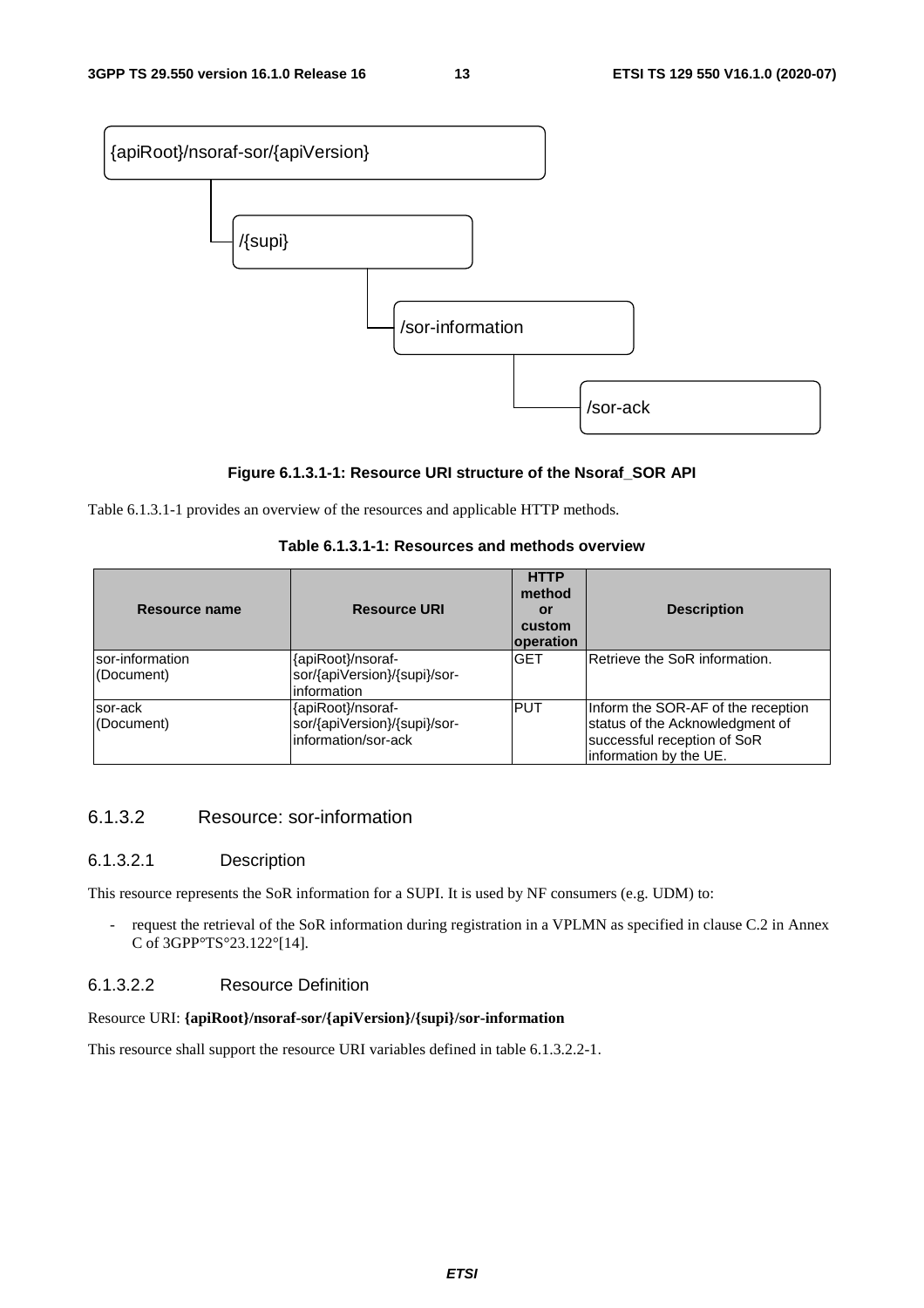{apiRoot}/nsoraf-sor/{apiVersion}

/{supi}

/sor-information

/sor-ack

**Figure 6.1.3.1-1: Resource URI structure of the Nsoraf_SOR API**

Table 6.1.3.1-1 provides an overview of the resources and applicable HTTP methods.

**Table 6.1.3.1-1: Resources and methods overview**

| Resource name | Resource URI | HTTP method or custom operation | Description |
| --- | --- | --- | --- |
| sor-information (Document) | {apiRoot}/nsoraf-sor/{apiVersion}/{supi}/sor-information | GET | Retrieve the SoR information. |
| sor-ack (Document) | {apiRoot}/nsoraf-sor/{apiVersion}/{supi}/sor-information/sor-ack | PUT | Inform the SOR-AF of the reception status of the Acknowledgment of successful reception of SoR information by the UE. |

### 6.1.3.2 Resource: sor-information

#### 6.1.3.2.1 Description

This resource represents the SoR information for a SUPI. It is used by NF consumers (e.g. UDM) to:

- request the retrieval of the SoR information during registration in a VPLMN as specified in clause C.2 in Annex C of 3GPP TS 23.122 [14].

#### 6.1.3.2.2 Resource Definition

Resource URI: **{apiRoot}/nsoraf-sor/{apiVersion}/{supi}/sor-information**

This resource shall support the resource URI variables defined in table 6.1.3.2.2-1.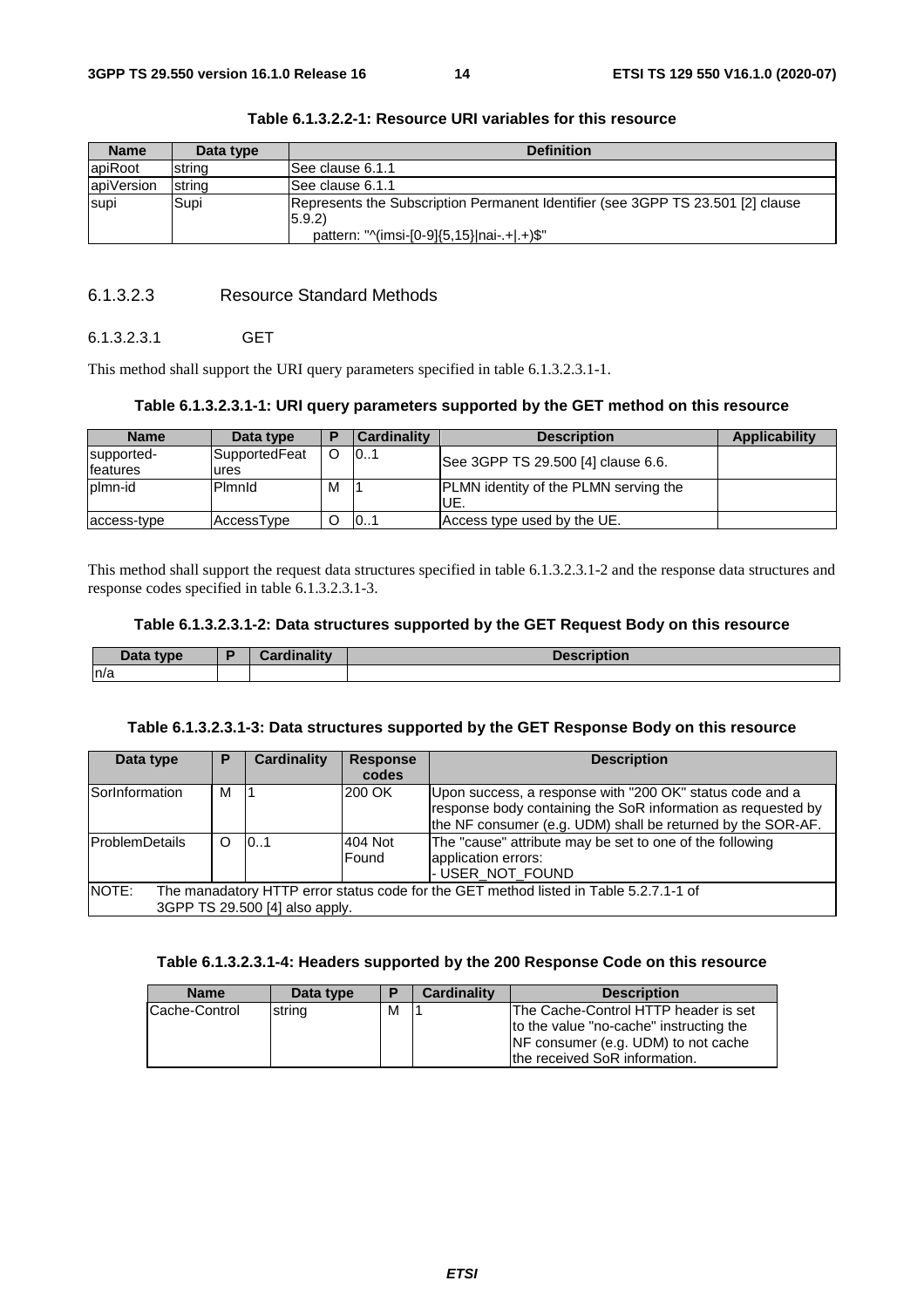**Table 6.1.3.2.2-1: Resource URI variables for this resource**

| Name | Data type | Definition |
| --- | --- | --- |
| apiRoot | string | See clause 6.1.1 |
| apiVersion | string | See clause 6.1.1 |
| supi | Supi | Represents the Subscription Permanent Identifier (see 3GPP TS 23.501 [2] clause 5.9.2)<br>pattern: "^(imsi-[0-9]{5,15}\|nai-.+\|.+)$" |

### 6.1.3.2.3 Resource Standard Methods

#### 6.1.3.2.3.1 GET

This method shall support the URI query parameters specified in table 6.1.3.2.3.1-1.

**Table 6.1.3.2.3.1-1: URI query parameters supported by the GET method on this resource**

| Name | Data type | P | Cardinality | Description | Applicability |
| --- | --- | --- | --- | --- | --- |
| supported-features | SupportedFeatures | O | 0..1 | See 3GPP TS 29.500 [4] clause 6.6. | |
| plmn-id | PlmnId | M | 1 | PLMN identity of the PLMN serving the UE. | |
| access-type | AccessType | O | 0..1 | Access type used by the UE. | |

This method shall support the request data structures specified in table 6.1.3.2.3.1-2 and the response data structures and response codes specified in table 6.1.3.2.3.1-3.

**Table 6.1.3.2.3.1-2: Data structures supported by the GET Request Body on this resource**

| Data type | P | Cardinality | Description |
| --- | --- | --- | --- |
| n/a | | | |

**Table 6.1.3.2.3.1-3: Data structures supported by the GET Response Body on this resource**

| Data type | P | Cardinality | Response codes | Description |
| --- | --- | --- | --- | --- |
| SorInformation | M | 1 | 200 OK | Upon success, a response with "200 OK" status code and a response body containing the SoR information as requested by the NF consumer (e.g. UDM) shall be returned by the SOR-AF. |
| ProblemDetails | O | 0..1 | 404 Not Found | The "cause" attribute may be set to one of the following application errors:<br>- USER_NOT_FOUND |
| NOTE: The manadatory HTTP error status code for the GET method listed in Table 5.2.7.1-1 of 3GPP TS 29.500 [4] also apply. | | | | |

**Table 6.1.3.2.3.1-4: Headers supported by the 200 Response Code on this resource**

| Name | Data type | P | Cardinality | Description |
| --- | --- | --- | --- | --- |
| Cache-Control | string | M | 1 | The Cache-Control HTTP header is set to the value "no-cache" instructing the NF consumer (e.g. UDM) to not cache the received SoR information. |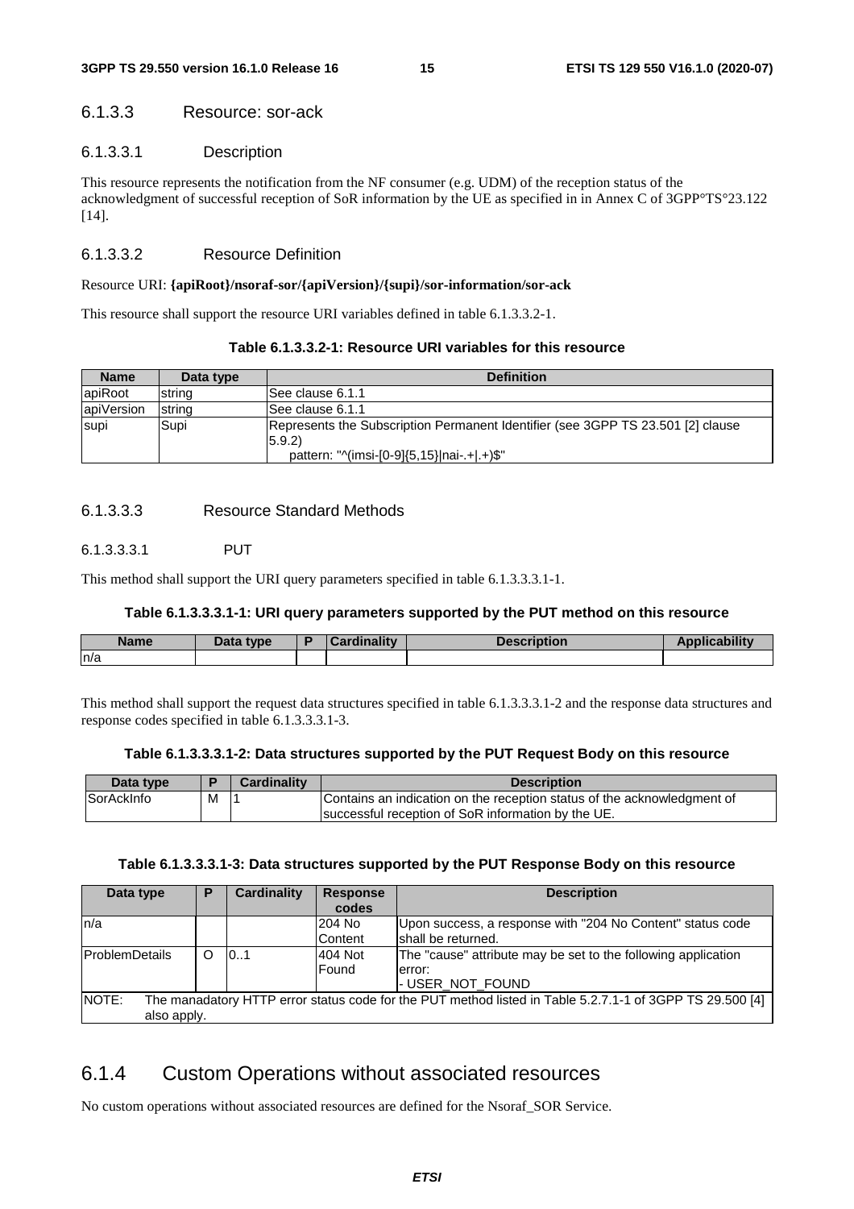### 6.1.3.3 Resource: sor-ack

#### 6.1.3.3.1 Description

This resource represents the notification from the NF consumer (e.g. UDM) of the reception status of the acknowledgment of successful reception of SoR information by the UE as specified in in Annex C of 3GPP°TS°23.122 [14].

#### 6.1.3.3.2 Resource Definition

Resource URI: **{apiRoot}/nsoraf-sor/{apiVersion}/{supi}/sor-information/sor-ack**

This resource shall support the resource URI variables defined in table 6.1.3.3.2-1.

**Table 6.1.3.3.2-1: Resource URI variables for this resource**

| Name | Data type | Definition |
| --- | --- | --- |
| apiRoot | string | See clause 6.1.1 |
| apiVersion | string | See clause 6.1.1 |
| supi | Supi | Represents the Subscription Permanent Identifier (see 3GPP TS 23.501 [2] clause 5.9.2)<br>pattern: "^(imsi-[0-9]{5,15}\|nai-.+\|.+)$" |

#### 6.1.3.3.3 Resource Standard Methods

##### 6.1.3.3.3.1 PUT

This method shall support the URI query parameters specified in table 6.1.3.3.3.1-1.

**Table 6.1.3.3.3.1-1: URI query parameters supported by the PUT method on this resource**

| Name | Data type | P | Cardinality | Description | Applicability |
| --- | --- | --- | --- | --- | --- |
| n/a | | | | | |

This method shall support the request data structures specified in table 6.1.3.3.3.1-2 and the response data structures and response codes specified in table 6.1.3.3.3.1-3.

**Table 6.1.3.3.3.1-2: Data structures supported by the PUT Request Body on this resource**

| Data type | P | Cardinality | Description |
| --- | --- | --- | --- |
| SorAckInfo | M | 1 | Contains an indication on the reception status of the acknowledgment of successful reception of SoR information by the UE. |

**Table 6.1.3.3.3.1-3: Data structures supported by the PUT Response Body on this resource**

| Data type | P | Cardinality | Response codes | Description |
| --- | --- | --- | --- | --- |
| n/a | | | 204 No Content | Upon success, a response with "204 No Content" status code shall be returned. |
| ProblemDetails | O | 0..1 | 404 Not Found | The "cause" attribute may be set to the following application error:<br>- USER_NOT_FOUND |
| NOTE: The manadatory HTTP error status code for the PUT method listed in Table 5.2.7.1-1 of 3GPP TS 29.500 [4] also apply. | | | | |

## 6.1.4 Custom Operations without associated resources

No custom operations without associated resources are defined for the Nsoraf_SOR Service.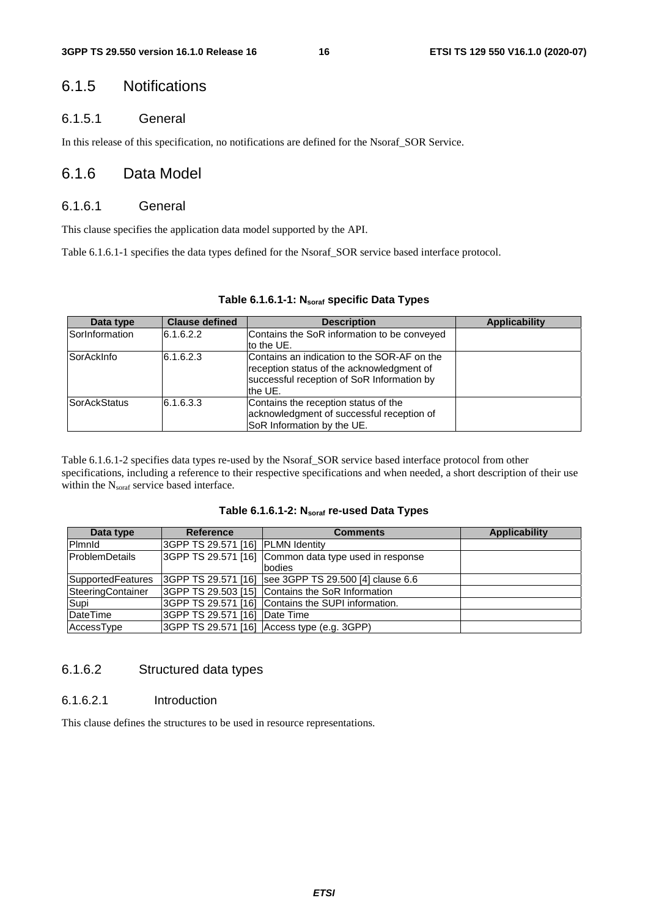## 6.1.5 Notifications

### 6.1.5.1 General

In this release of this specification, no notifications are defined for the Nsoraf_SOR Service.

## 6.1.6 Data Model

### 6.1.6.1 General

This clause specifies the application data model supported by the API.

Table 6.1.6.1-1 specifies the data types defined for the Nsoraf_SOR service based interface protocol.

**Table 6.1.6.1-1: $N_{soraf}$ specific Data Types**

| Data type | Clause defined | Description | Applicability |
|---|---|---|---|
| SorInformation | 6.1.6.2.2 | Contains the SoR information to be conveyed to the UE. | |
| SorAckInfo | 6.1.6.2.3 | Contains an indication to the SOR-AF on the reception status of the acknowledgment of successful reception of SoR Information by the UE. | |
| SorAckStatus | 6.1.6.3.3 | Contains the reception status of the acknowledgment of successful reception of SoR Information by the UE. | |

Table 6.1.6.1-2 specifies data types re-used by the Nsoraf_SOR service based interface protocol from other specifications, including a reference to their respective specifications and when needed, a short description of their use within the $N_{soraf}$ service based interface.

**Table 6.1.6.1-2: $N_{soraf}$ re-used Data Types**

| Data type | Reference | Comments | Applicability |
|---|---|---|---|
| PlmnId | 3GPP TS 29.571 [16] | PLMN Identity | |
| ProblemDetails | 3GPP TS 29.571 [16] | Common data type used in response bodies | |
| SupportedFeatures | 3GPP TS 29.571 [16] | see 3GPP TS 29.500 [4] clause 6.6 | |
| SteeringContainer | 3GPP TS 29.503 [15] | Contains the SoR Information | |
| Supi | 3GPP TS 29.571 [16] | Contains the SUPI information. | |
| DateTime | 3GPP TS 29.571 [16] | Date Time | |
| AccessType | 3GPP TS 29.571 [16] | Access type (e.g. 3GPP) | |

### 6.1.6.2 Structured data types

#### 6.1.6.2.1 Introduction

This clause defines the structures to be used in resource representations.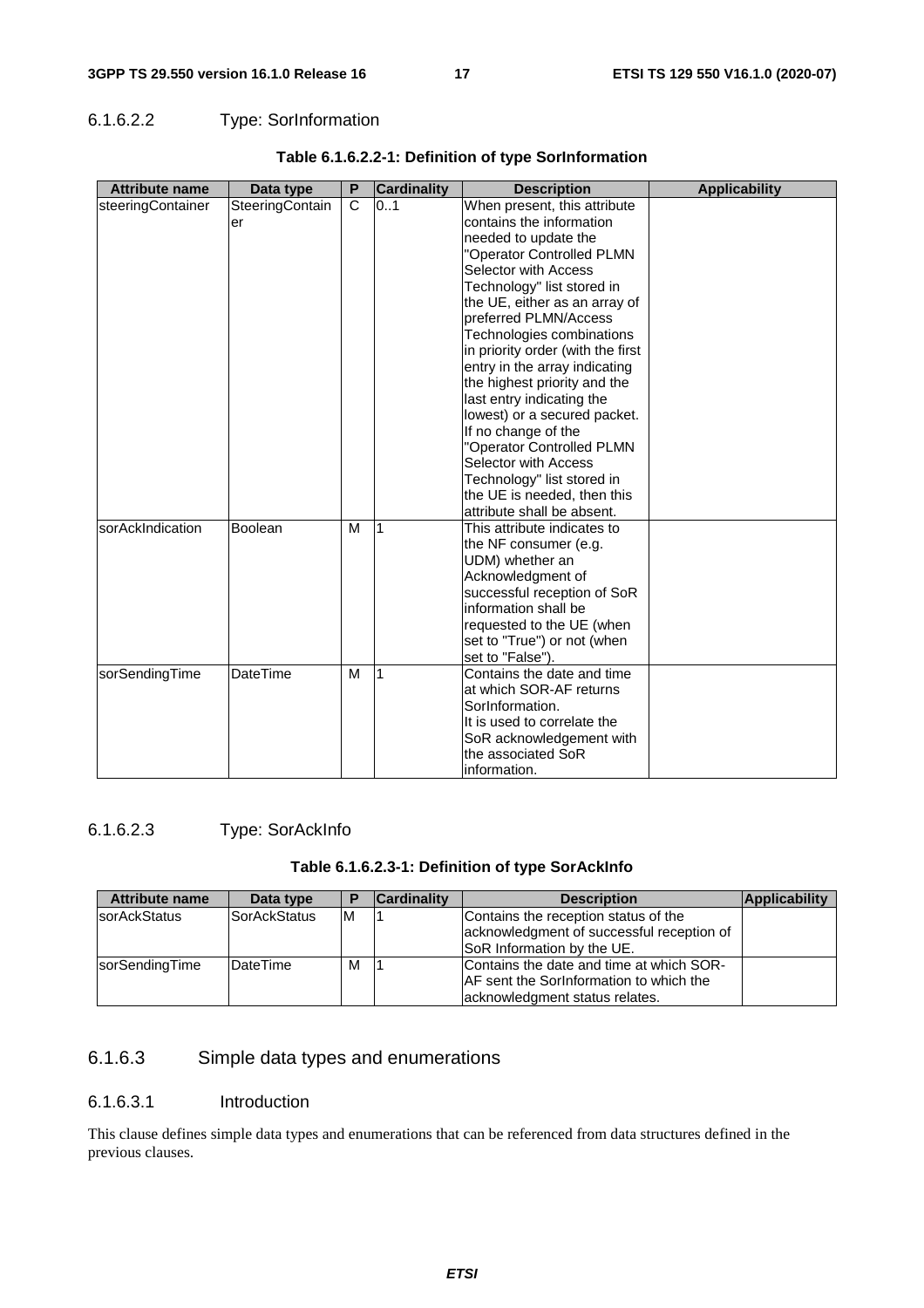#### 6.1.6.2.2 Type: SorInformation

**Table 6.1.6.2.2-1: Definition of type SorInformation**

| Attribute name | Data type | P | Cardinality | Description | Applicability |
|---|---|---|---|---|---|
| steeringContainer | SteeringContainer | C | 0..1 | When present, this attribute contains the information needed to update the "Operator Controlled PLMN Selector with Access Technology" list stored in the UE, either as an array of preferred PLMN/Access Technologies combinations in priority order (with the first entry in the array indicating the highest priority and the last entry indicating the lowest) or a secured packet. If no change of the "Operator Controlled PLMN Selector with Access Technology" list stored in the UE is needed, then this attribute shall be absent. | |
| sorAckIndication | Boolean | M | 1 | This attribute indicates to the NF consumer (e.g. UDM) whether an Acknowledgment of successful reception of SoR information shall be requested to the UE (when set to "True") or not (when set to "False"). | |
| sorSendingTime | DateTime | M | 1 | Contains the date and time at which SOR-AF returns SorInformation. It is used to correlate the SoR acknowledgement with the associated SoR information. | |

#### 6.1.6.2.3 Type: SorAckInfo

**Table 6.1.6.2.3-1: Definition of type SorAckInfo**

| Attribute name | Data type | P | Cardinality | Description | Applicability |
|---|---|---|---|---|---|
| sorAckStatus | SorAckStatus | M | 1 | Contains the reception status of the acknowledgment of successful reception of SoR Information by the UE. | |
| sorSendingTime | DateTime | M | 1 | Contains the date and time at which SOR-AF sent the SorInformation to which the acknowledgment status relates. | |

### 6.1.6.3 Simple data types and enumerations

#### 6.1.6.3.1 Introduction

This clause defines simple data types and enumerations that can be referenced from data structures defined in the previous clauses.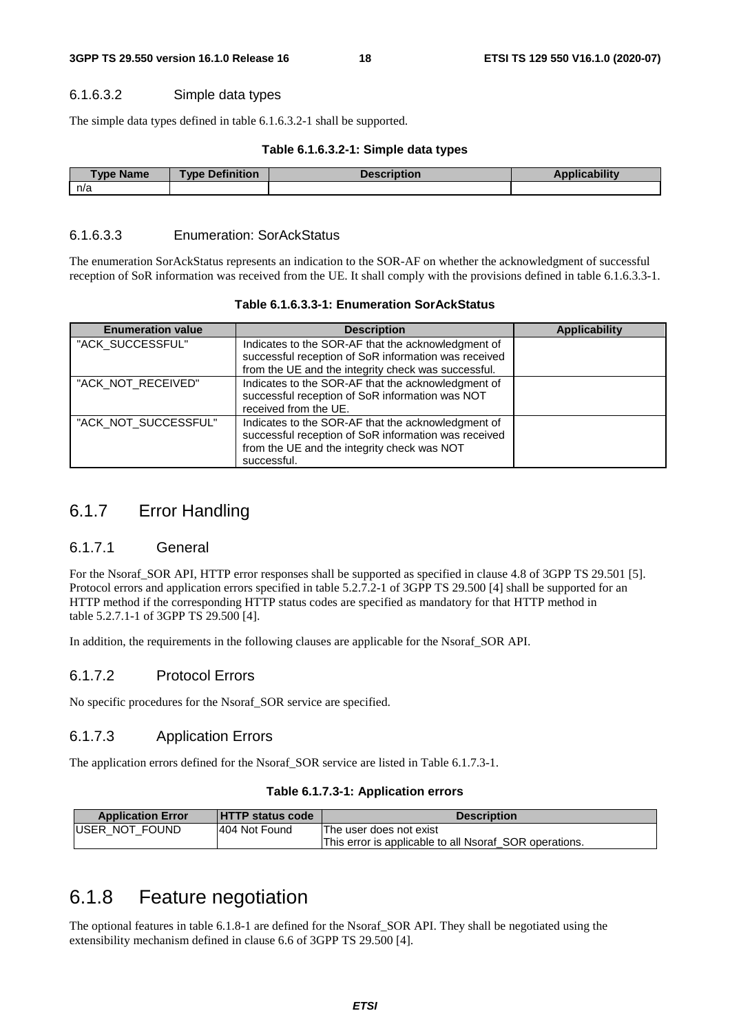#### 6.1.6.3.2 Simple data types

The simple data types defined in table 6.1.6.3.2-1 shall be supported.

**Table 6.1.6.3.2-1: Simple data types**

| Type Name | Type Definition | Description | Applicability |
|---|---|---|---|
| n/a | | | |

#### 6.1.6.3.3 Enumeration: SorAckStatus

The enumeration SorAckStatus represents an indication to the SOR-AF on whether the acknowledgment of successful reception of SoR information was received from the UE. It shall comply with the provisions defined in table 6.1.6.3.3-1.

**Table 6.1.6.3.3-1: Enumeration SorAckStatus**

| Enumeration value | Description | Applicability |
|---|---|---|
| "ACK_SUCCESSFUL" | Indicates to the SOR-AF that the acknowledgment of successful reception of SoR information was received from the UE and the integrity check was successful. | |
| "ACK_NOT_RECEIVED" | Indicates to the SOR-AF that the acknowledgment of successful reception of SoR information was NOT received from the UE. | |
| "ACK_NOT_SUCCESSFUL" | Indicates to the SOR-AF that the acknowledgment of successful reception of SoR information was received from the UE and the integrity check was NOT successful. | |

## 6.1.7 Error Handling

### 6.1.7.1 General

For the Nsoraf_SOR API, HTTP error responses shall be supported as specified in clause 4.8 of 3GPP TS 29.501 [5]. Protocol errors and application errors specified in table 5.2.7.2-1 of 3GPP TS 29.500 [4] shall be supported for an HTTP method if the corresponding HTTP status codes are specified as mandatory for that HTTP method in table 5.2.7.1-1 of 3GPP TS 29.500 [4].

In addition, the requirements in the following clauses are applicable for the Nsoraf_SOR API.

### 6.1.7.2 Protocol Errors

No specific procedures for the Nsoraf_SOR service are specified.

### 6.1.7.3 Application Errors

The application errors defined for the Nsoraf_SOR service are listed in Table 6.1.7.3-1.

**Table 6.1.7.3-1: Application errors**

| Application Error | HTTP status code | Description |
|---|---|---|
| USER_NOT_FOUND | 404 Not Found | The user does not exist<br>This error is applicable to all Nsoraf_SOR operations. |

## 6.1.8 Feature negotiation

The optional features in table 6.1.8-1 are defined for the Nsoraf_SOR API. They shall be negotiated using the extensibility mechanism defined in clause 6.6 of 3GPP TS 29.500 [4].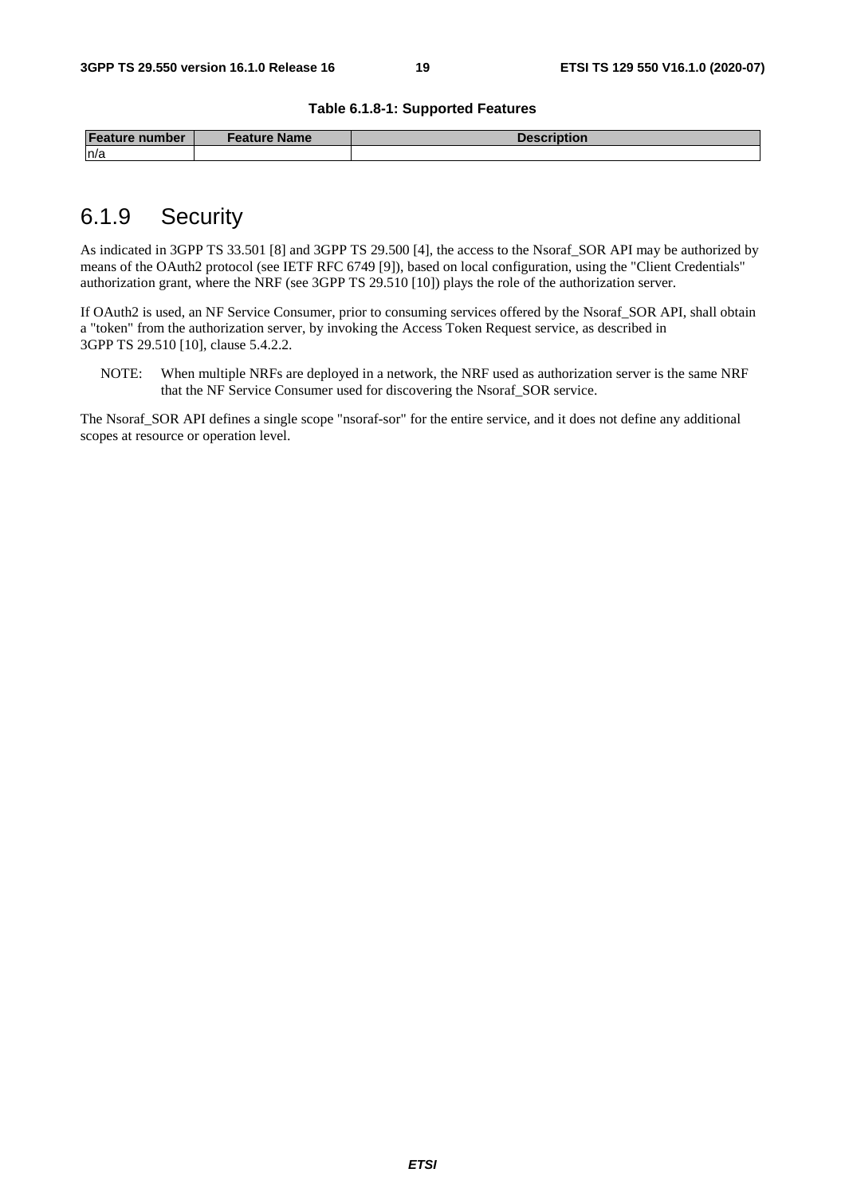**Table 6.1.8-1: Supported Features**

| Feature number | Feature Name | Description |
| --- | --- | --- |
| n/a | | |

## 6.1.9 Security

As indicated in 3GPP TS 33.501 [8] and 3GPP TS 29.500 [4], the access to the Nsoraf_SOR API may be authorized by means of the OAuth2 protocol (see IETF RFC 6749 [9]), based on local configuration, using the "Client Credentials" authorization grant, where the NRF (see 3GPP TS 29.510 [10]) plays the role of the authorization server.

If OAuth2 is used, an NF Service Consumer, prior to consuming services offered by the Nsoraf_SOR API, shall obtain a "token" from the authorization server, by invoking the Access Token Request service, as described in 3GPP TS 29.510 [10], clause 5.4.2.2.

NOTE: When multiple NRFs are deployed in a network, the NRF used as authorization server is the same NRF that the NF Service Consumer used for discovering the Nsoraf_SOR service.

The Nsoraf_SOR API defines a single scope "nsoraf-sor" for the entire service, and it does not define any additional scopes at resource or operation level.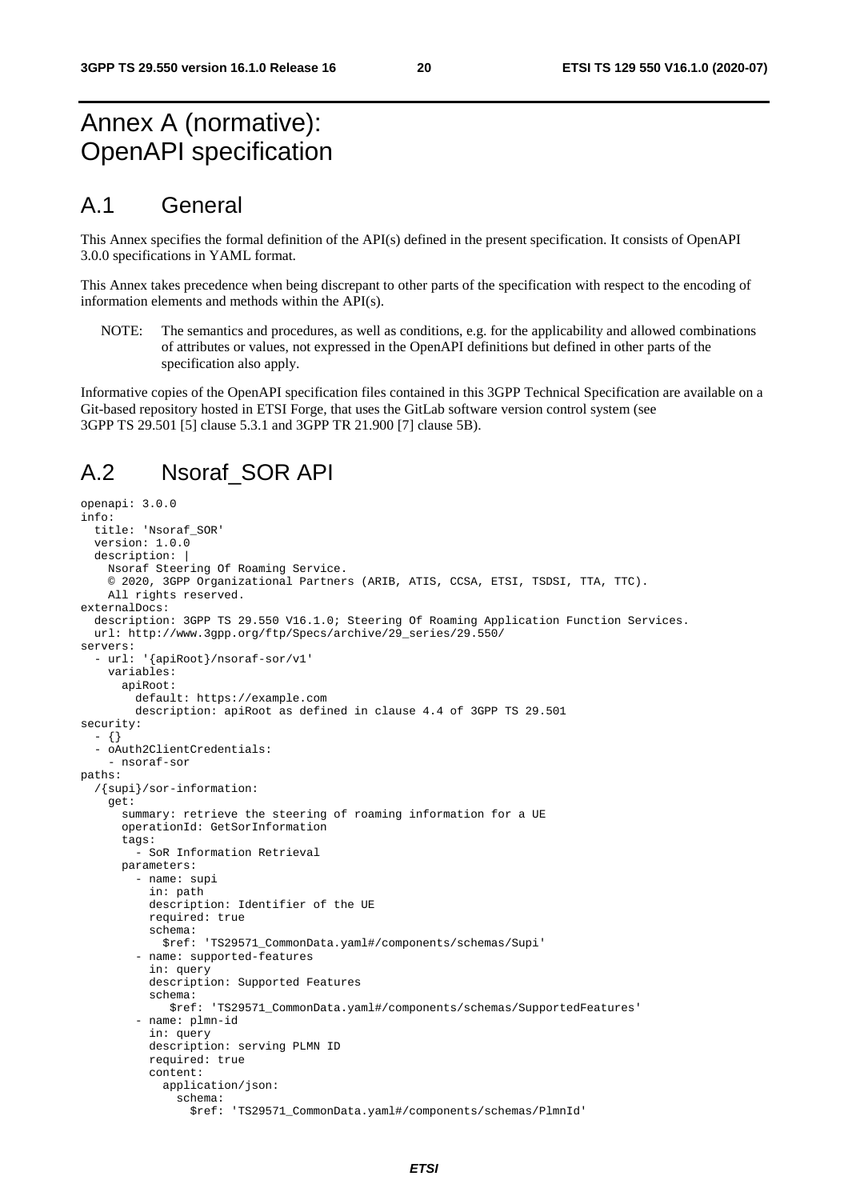# Annex A (normative): OpenAPI specification

## A.1 General

This Annex specifies the formal definition of the API(s) defined in the present specification. It consists of OpenAPI 3.0.0 specifications in YAML format.

This Annex takes precedence when being discrepant to other parts of the specification with respect to the encoding of information elements and methods within the API(s).

NOTE: The semantics and procedures, as well as conditions, e.g. for the applicability and allowed combinations of attributes or values, not expressed in the OpenAPI definitions but defined in other parts of the specification also apply.

Informative copies of the OpenAPI specification files contained in this 3GPP Technical Specification are available on a Git-based repository hosted in ETSI Forge, that uses the GitLab software version control system (see 3GPP TS 29.501 [5] clause 5.3.1 and 3GPP TR 21.900 [7] clause 5B).

## A.2 Nsoraf_SOR API

```
openapi: 3.0.0
info:
  title: 'Nsoraf_SOR'
  version: 1.0.0
  description: |
    Nsoraf Steering Of Roaming Service.
    © 2020, 3GPP Organizational Partners (ARIB, ATIS, CCSA, ETSI, TSDSI, TTA, TTC).
    All rights reserved.
externalDocs:
  description: 3GPP TS 29.550 V16.1.0; Steering Of Roaming Application Function Services.
  url: http://www.3gpp.org/ftp/Specs/archive/29_series/29.550/
servers:
  - url: '{apiRoot}/nsoraf-sor/v1'
    variables:
      apiRoot:
        default: https://example.com
        description: apiRoot as defined in clause 4.4 of 3GPP TS 29.501
security:
  - {}
  - oAuth2ClientCredentials:
    - nsoraf-sor
paths:
  /{supi}/sor-information:
    get:
      summary: retrieve the steering of roaming information for a UE
      operationId: GetSorInformation
      tags:
        - SoR Information Retrieval
      parameters:
        - name: supi
          in: path
          description: Identifier of the UE
          required: true
          schema:
            $ref: 'TS29571_CommonData.yaml#/components/schemas/Supi'
        - name: supported-features
          in: query
          description: Supported Features
          schema:
             $ref: 'TS29571_CommonData.yaml#/components/schemas/SupportedFeatures'
        - name: plmn-id
          in: query
          description: serving PLMN ID
          required: true
          content:
            application/json:
              schema:
                $ref: 'TS29571_CommonData.yaml#/components/schemas/PlmnId'
```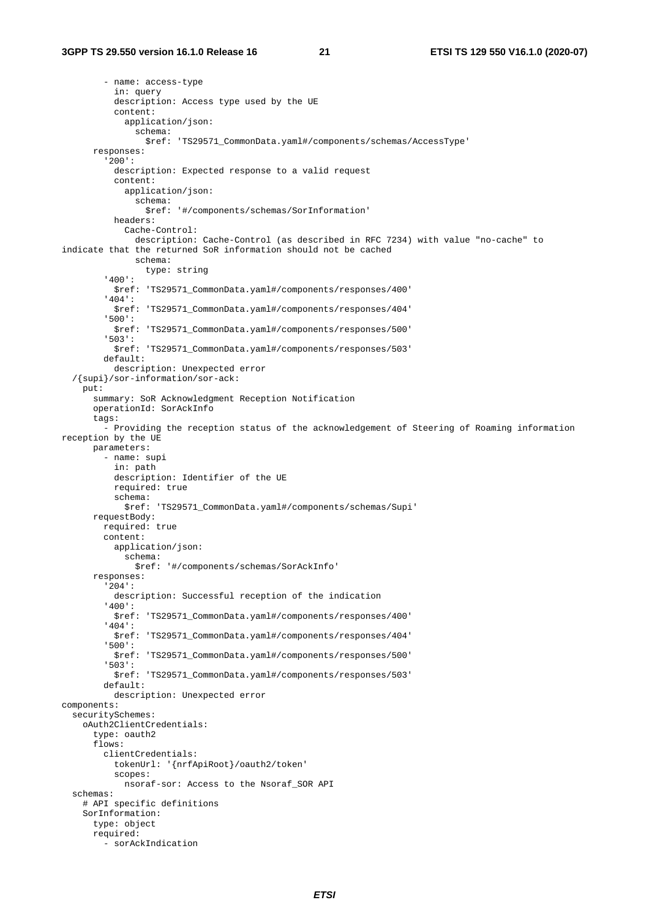```
        - name: access-type
          in: query
          description: Access type used by the UE
          content:
            application/json:
              schema:
                $ref: 'TS29571_CommonData.yaml#/components/schemas/AccessType'
      responses:
        '200':
          description: Expected response to a valid request
          content:
            application/json:
              schema:
                $ref: '#/components/schemas/SorInformation'
          headers:
            Cache-Control:
              description: Cache-Control (as described in RFC 7234) with value "no-cache" to
indicate that the returned SoR information should not be cached
              schema:
                type: string
        '400':
          $ref: 'TS29571_CommonData.yaml#/components/responses/400'
        '404':
          $ref: 'TS29571_CommonData.yaml#/components/responses/404'
        '500':
          $ref: 'TS29571_CommonData.yaml#/components/responses/500'
        '503':
          $ref: 'TS29571_CommonData.yaml#/components/responses/503'
        default:
          description: Unexpected error
  /{supi}/sor-information/sor-ack:
    put:
      summary: SoR Acknowledgment Reception Notification
      operationId: SorAckInfo
      tags:
        - Providing the reception status of the acknowledgement of Steering of Roaming information
reception by the UE
      parameters:
        - name: supi
          in: path
          description: Identifier of the UE
          required: true
          schema:
            $ref: 'TS29571_CommonData.yaml#/components/schemas/Supi'
      requestBody:
        required: true
        content:
          application/json:
            schema:
              $ref: '#/components/schemas/SorAckInfo'
      responses:
        '204':
          description: Successful reception of the indication
        '400':
          $ref: 'TS29571_CommonData.yaml#/components/responses/400'
        '404':
          $ref: 'TS29571_CommonData.yaml#/components/responses/404'
        '500':
          $ref: 'TS29571_CommonData.yaml#/components/responses/500'
        '503':
          $ref: 'TS29571_CommonData.yaml#/components/responses/503'
        default:
          description: Unexpected error
components:
  securitySchemes:
    oAuth2ClientCredentials:
      type: oauth2
      flows:
        clientCredentials:
          tokenUrl: '{nrfApiRoot}/oauth2/token'
          scopes:
            nsoraf-sor: Access to the Nsoraf_SOR API
  schemas:
    # API specific definitions
    SorInformation:
      type: object
      required:
        - sorAckIndication
```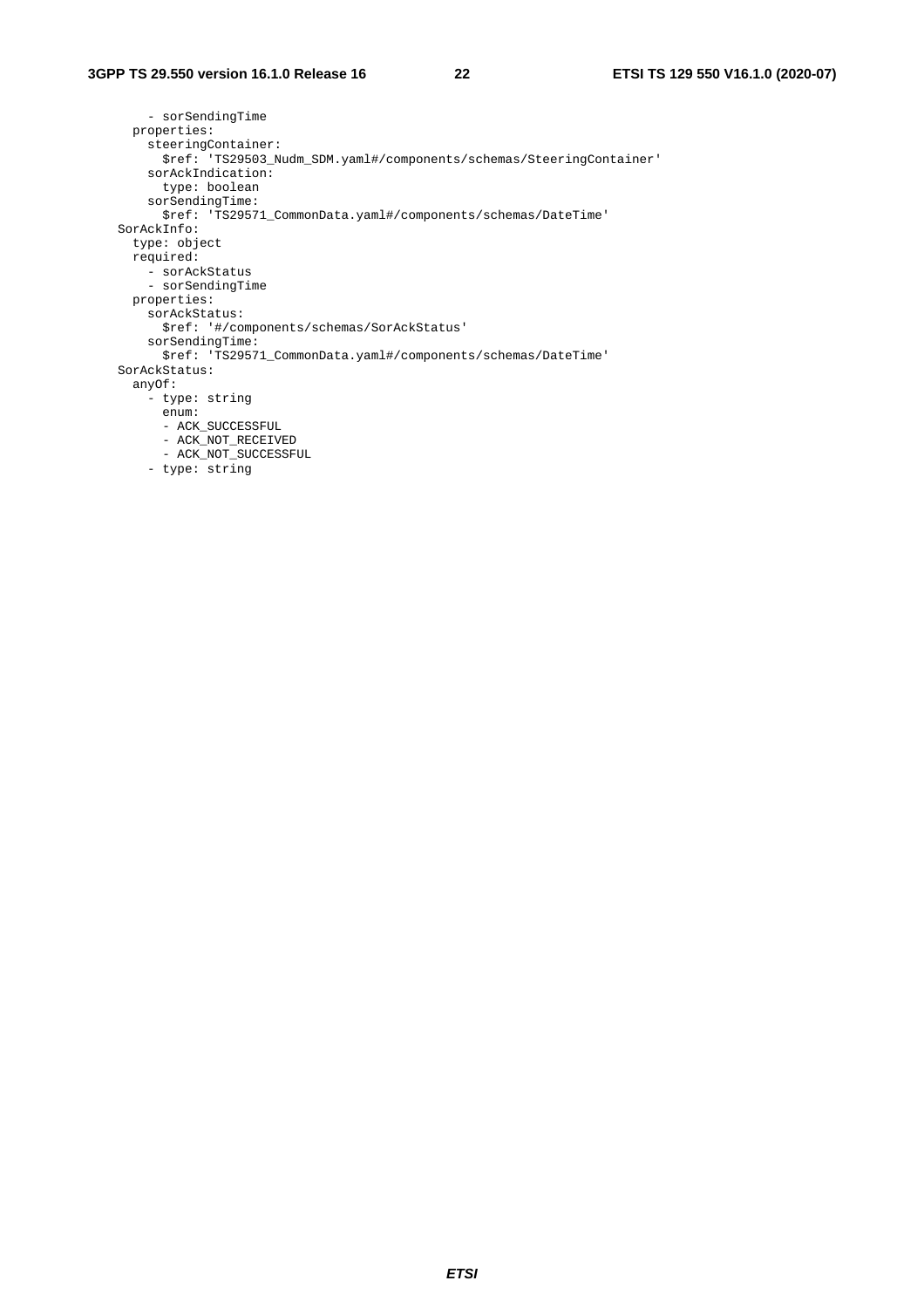```
        - sorSendingTime
      properties:
        steeringContainer:
          $ref: 'TS29503_Nudm_SDM.yaml#/components/schemas/SteeringContainer'
        sorAckIndication:
          type: boolean
        sorSendingTime:
          $ref: 'TS29571_CommonData.yaml#/components/schemas/DateTime'
    SorAckInfo:
      type: object
      required:
        - sorAckStatus
        - sorSendingTime
      properties:
        sorAckStatus:
          $ref: '#/components/schemas/SorAckStatus'
        sorSendingTime:
          $ref: 'TS29571_CommonData.yaml#/components/schemas/DateTime'
    SorAckStatus:
      anyOf:
        - type: string
          enum:
          - ACK_SUCCESSFUL
          - ACK_NOT_RECEIVED
          - ACK_NOT_SUCCESSFUL
        - type: string
```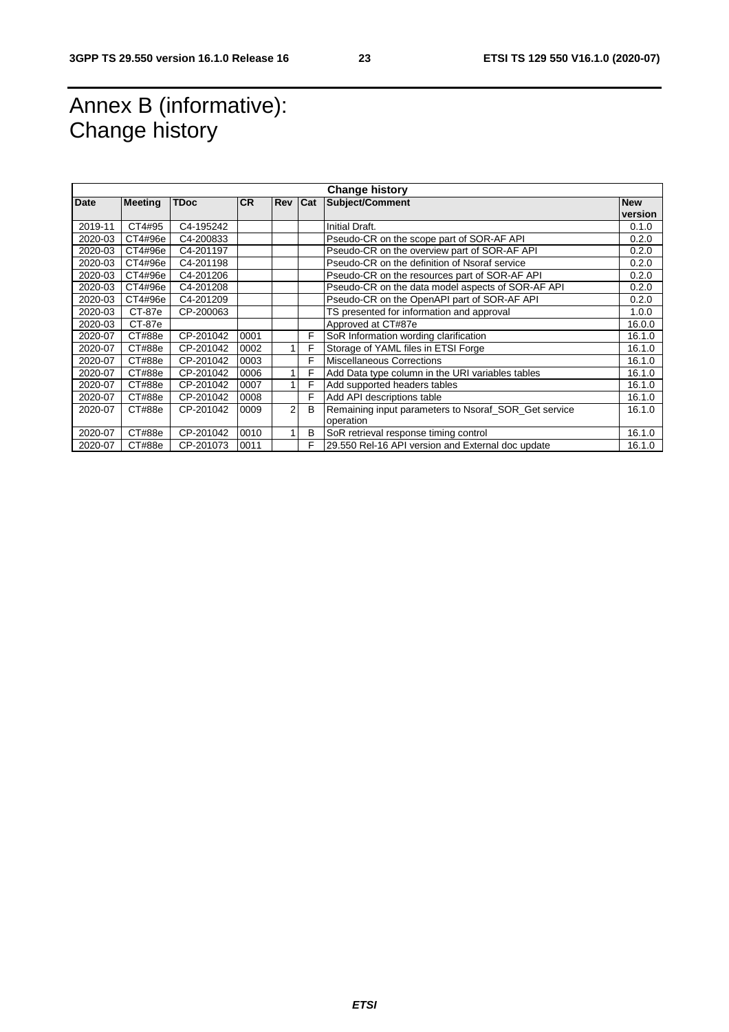# Annex B (informative): Change history

| Change history | | | | | | | |
|---|---|---|---|---|---|---|---|
| **Date** | **Meeting** | **TDoc** | **CR** | **Rev** | **Cat** | **Subject/Comment** | **New version** |
| 2019-11 | CT4#95 | C4-195242 | | | | Initial Draft. | 0.1.0 |
| 2020-03 | CT4#96e | C4-200833 | | | | Pseudo-CR on the scope part of SOR-AF API | 0.2.0 |
| 2020-03 | CT4#96e | C4-201197 | | | | Pseudo-CR on the overview part of SOR-AF API | 0.2.0 |
| 2020-03 | CT4#96e | C4-201198 | | | | Pseudo-CR on the definition of Nsoraf service | 0.2.0 |
| 2020-03 | CT4#96e | C4-201206 | | | | Pseudo-CR on the resources part of SOR-AF API | 0.2.0 |
| 2020-03 | CT4#96e | C4-201208 | | | | Pseudo-CR on the data model aspects of SOR-AF API | 0.2.0 |
| 2020-03 | CT4#96e | C4-201209 | | | | Pseudo-CR on the OpenAPI part of SOR-AF API | 0.2.0 |
| 2020-03 | CT-87e | CP-200063 | | | | TS presented for information and approval | 1.0.0 |
| 2020-03 | CT-87e | | | | | Approved at CT#87e | 16.0.0 |
| 2020-07 | CT#88e | CP-201042 | 0001 | | F | SoR Information wording clarification | 16.1.0 |
| 2020-07 | CT#88e | CP-201042 | 0002 | 1 | F | Storage of YAML files in ETSI Forge | 16.1.0 |
| 2020-07 | CT#88e | CP-201042 | 0003 | | F | Miscellaneous Corrections | 16.1.0 |
| 2020-07 | CT#88e | CP-201042 | 0006 | 1 | F | Add Data type column in the URI variables tables | 16.1.0 |
| 2020-07 | CT#88e | CP-201042 | 0007 | 1 | F | Add supported headers tables | 16.1.0 |
| 2020-07 | CT#88e | CP-201042 | 0008 | | F | Add API descriptions table | 16.1.0 |
| 2020-07 | CT#88e | CP-201042 | 0009 | 2 | B | Remaining input parameters to Nsoraf_SOR_Get service operation | 16.1.0 |
| 2020-07 | CT#88e | CP-201042 | 0010 | 1 | B | SoR retrieval response timing control | 16.1.0 |
| 2020-07 | CT#88e | CP-201073 | 0011 | | F | 29.550 Rel-16 API version and External doc update | 16.1.0 |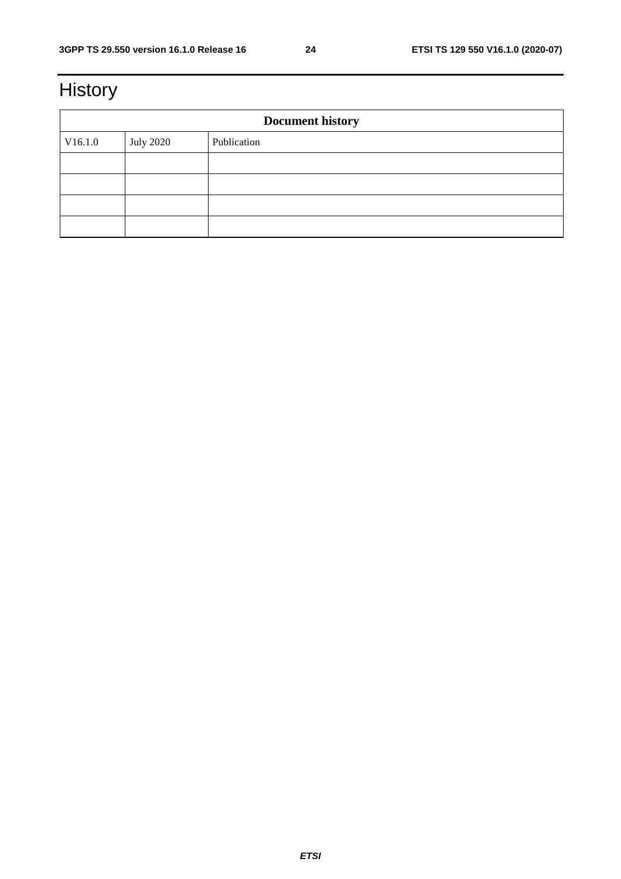# History

| Document history | | |
|---|---|---|
| V16.1.0 | July 2020 | Publication |
| | | |
| | | |
| | | |
| | | |